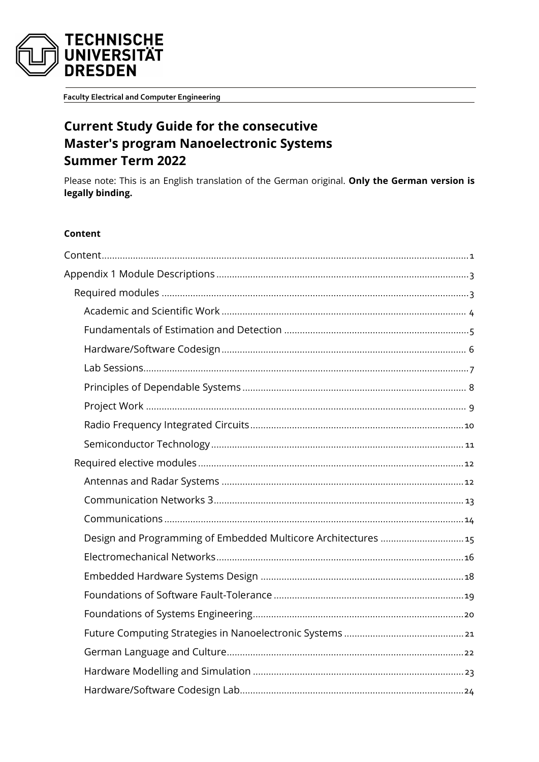**TECHNISCHE UNIVERSITÄT DRESDEN**

**Faculty Electrical and Computer Engineering**

# Current Study Guide for the consecutive Master's program Nanoelectronic Systems Summer Term 2022

Please note: This is an English translation of the German original. **Only the German version is legally binding.**

**Content**

- Content ... 1
- Appendix 1 Module Descriptions ... 3
  - Required modules ... 3
    - Academic and Scientific Work ... 4
    - Fundamentals of Estimation and Detection ... 5
    - Hardware/Software Codesign ... 6
    - Lab Sessions ... 7
    - Principles of Dependable Systems ... 8
    - Project Work ... 9
    - Radio Frequency Integrated Circuits ... 10
    - Semiconductor Technology ... 11
  - Required elective modules ... 12
    - Antennas and Radar Systems ... 12
    - Communication Networks 3 ... 13
    - Communications ... 14
    - Design and Programming of Embedded Multicore Architectures ... 15
    - Electromechanical Networks ... 16
    - Embedded Hardware Systems Design ... 18
    - Foundations of Software Fault-Tolerance ... 19
    - Foundations of Systems Engineering ... 20
    - Future Computing Strategies in Nanoelectronic Systems ... 21
    - German Language and Culture ... 22
    - Hardware Modelling and Simulation ... 23
    - Hardware/Software Codesign Lab ... 24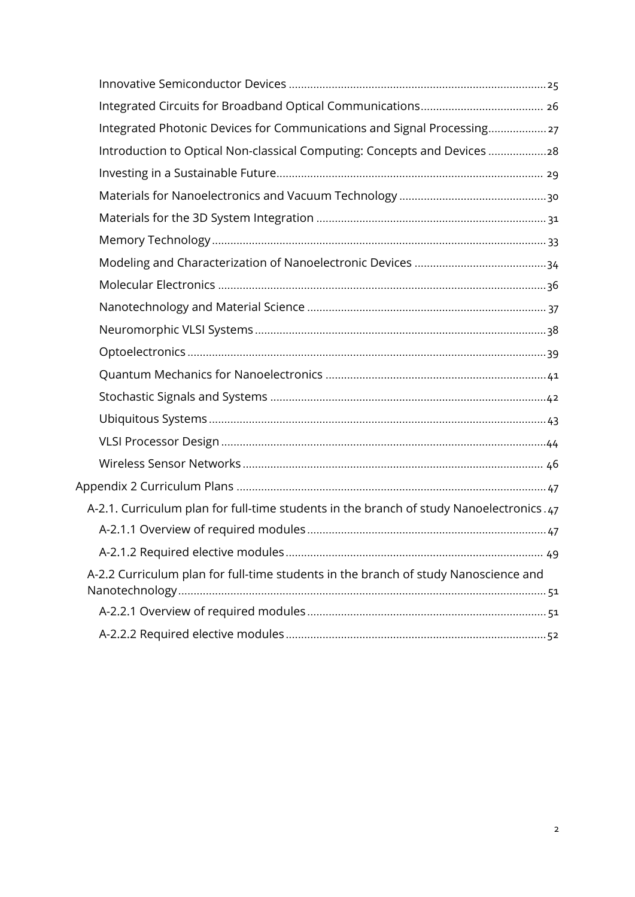Innovative Semiconductor Devices ..... 25

Integrated Circuits for Broadband Optical Communications ..... 26

Integrated Photonic Devices for Communications and Signal Processing ..... 27

Introduction to Optical Non-classical Computing: Concepts and Devices ..... 28

Investing in a Sustainable Future ..... 29

Materials for Nanoelectronics and Vacuum Technology ..... 30

Materials for the 3D System Integration ..... 31

Memory Technology ..... 33

Modeling and Characterization of Nanoelectronic Devices ..... 34

Molecular Electronics ..... 36

Nanotechnology and Material Science ..... 37

Neuromorphic VLSI Systems ..... 38

Optoelectronics ..... 39

Quantum Mechanics for Nanoelectronics ..... 41

Stochastic Signals and Systems ..... 42

Ubiquitous Systems ..... 43

VLSI Processor Design ..... 44

Wireless Sensor Networks ..... 46

Appendix 2 Curriculum Plans ..... 47

A-2.1. Curriculum plan for full-time students in the branch of study Nanoelectronics ..... 47

A-2.1.1 Overview of required modules ..... 47

A-2.1.2 Required elective modules ..... 49

A-2.2 Curriculum plan for full-time students in the branch of study Nanoscience and Nanotechnology ..... 51

A-2.2.1 Overview of required modules ..... 51

A-2.2.2 Required elective modules ..... 52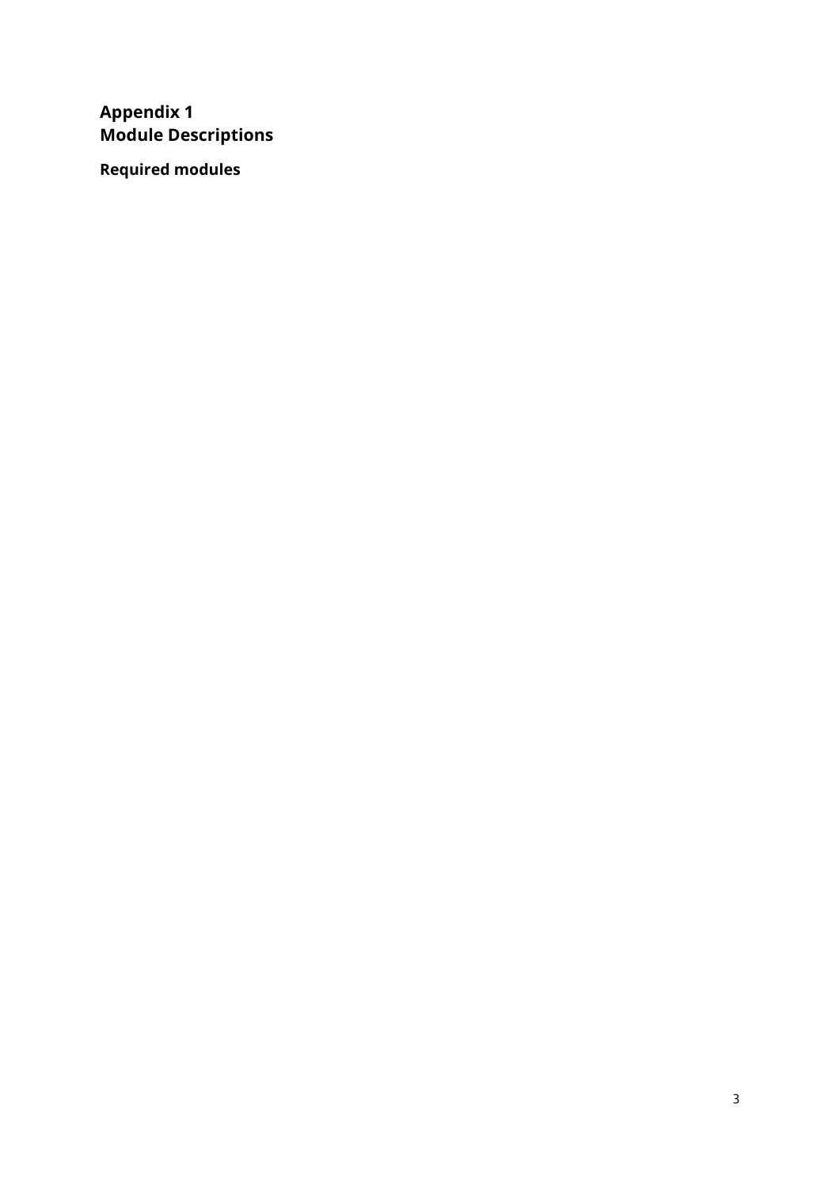# Appendix 1
# Module Descriptions

## Required modules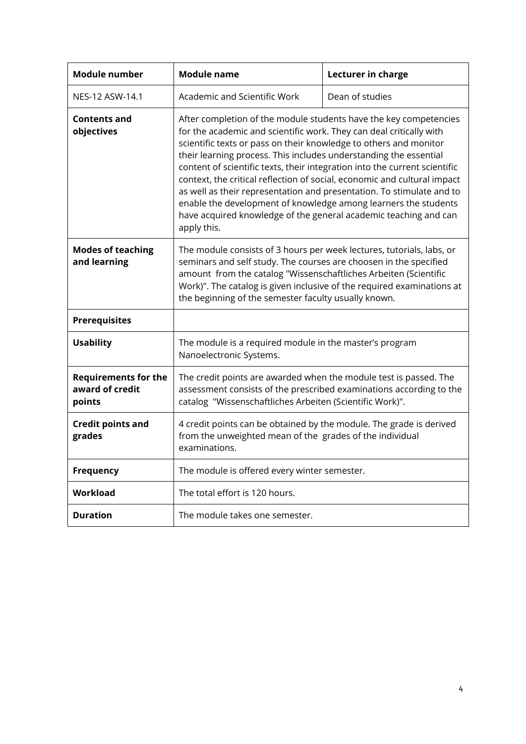| Module number | Module name | Lecturer in charge |
|---|---|---|
| NES-12 ASW-14.1 | Academic and Scientific Work | Dean of studies |
| **Contents and objectives** | After completion of the module students have the key competencies for the academic and scientific work. They can deal critically with scientific texts or pass on their knowledge to others and monitor their learning process. This includes understanding the essential content of scientific texts, their integration into the current scientific context, the critical reflection of social, economic and cultural impact as well as their representation and presentation. To stimulate and to enable the development of knowledge among learners the students have acquired knowledge of the general academic teaching and can apply this. | |
| **Modes of teaching and learning** | The module consists of 3 hours per week lectures, tutorials, labs, or seminars and self study. The courses are choosen in the specified amount from the catalog "Wissenschaftliches Arbeiten (Scientific Work)". The catalog is given inclusive of the required examinations at the beginning of the semester faculty usually known. | |
| **Prerequisites** | | |
| **Usability** | The module is a required module in the master's program Nanoelectronic Systems. | |
| **Requirements for the award of credit points** | The credit points are awarded when the module test is passed. The assessment consists of the prescribed examinations according to the catalog "Wissenschaftliches Arbeiten (Scientific Work)". | |
| **Credit points and grades** | 4 credit points can be obtained by the module. The grade is derived from the unweighted mean of the grades of the individual examinations. | |
| **Frequency** | The module is offered every winter semester. | |
| **Workload** | The total effort is 120 hours. | |
| **Duration** | The module takes one semester. | |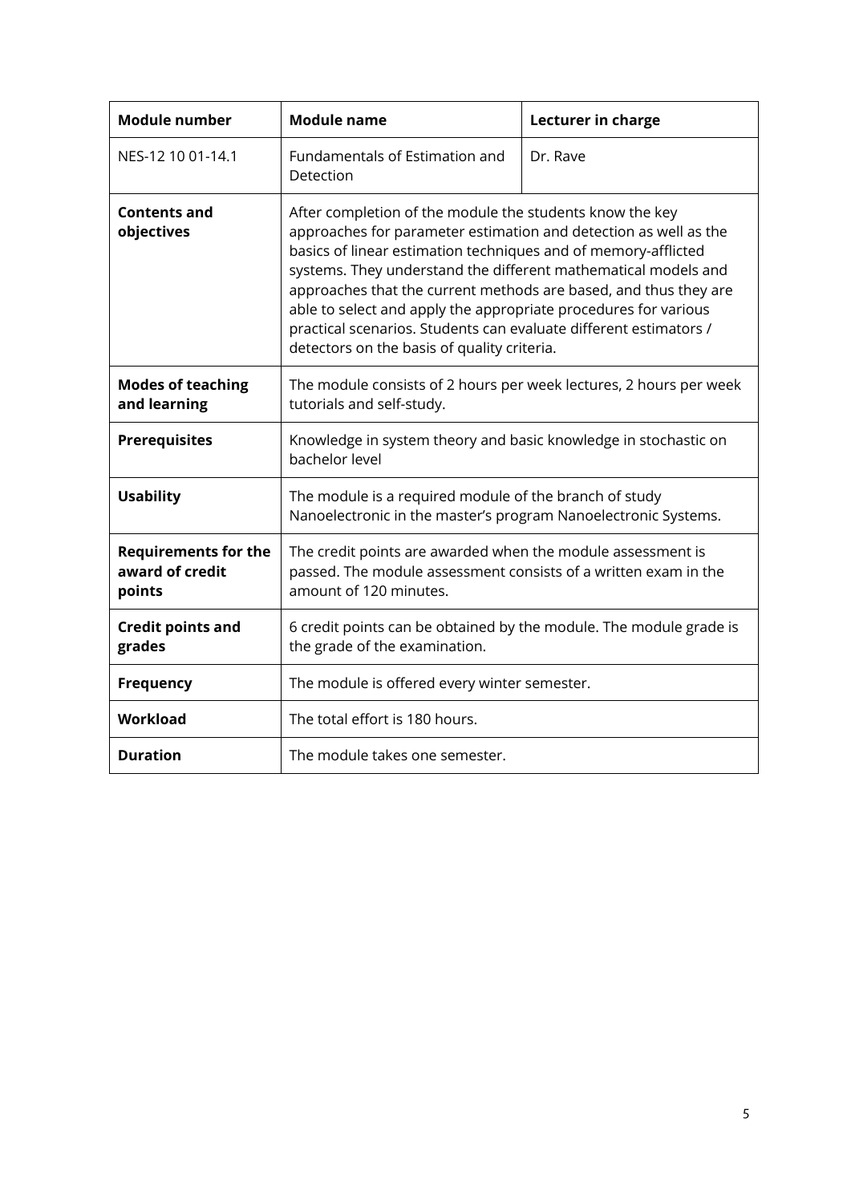| **Module number** | **Module name** | **Lecturer in charge** |
|---|---|---|
| NES-12 10 01-14.1 | Fundamentals of Estimation and Detection | Dr. Rave |
| **Contents and objectives** | After completion of the module the students know the key approaches for parameter estimation and detection as well as the basics of linear estimation techniques and of memory-afflicted systems. They understand the different mathematical models and approaches that the current methods are based, and thus they are able to select and apply the appropriate procedures for various practical scenarios. Students can evaluate different estimators / detectors on the basis of quality criteria. | |
| **Modes of teaching and learning** | The module consists of 2 hours per week lectures, 2 hours per week tutorials and self-study. | |
| **Prerequisites** | Knowledge in system theory and basic knowledge in stochastic on bachelor level | |
| **Usability** | The module is a required module of the branch of study Nanoelectronic in the master's program Nanoelectronic Systems. | |
| **Requirements for the award of credit points** | The credit points are awarded when the module assessment is passed. The module assessment consists of a written exam in the amount of 120 minutes. | |
| **Credit points and grades** | 6 credit points can be obtained by the module. The module grade is the grade of the examination. | |
| **Frequency** | The module is offered every winter semester. | |
| **Workload** | The total effort is 180 hours. | |
| **Duration** | The module takes one semester. | |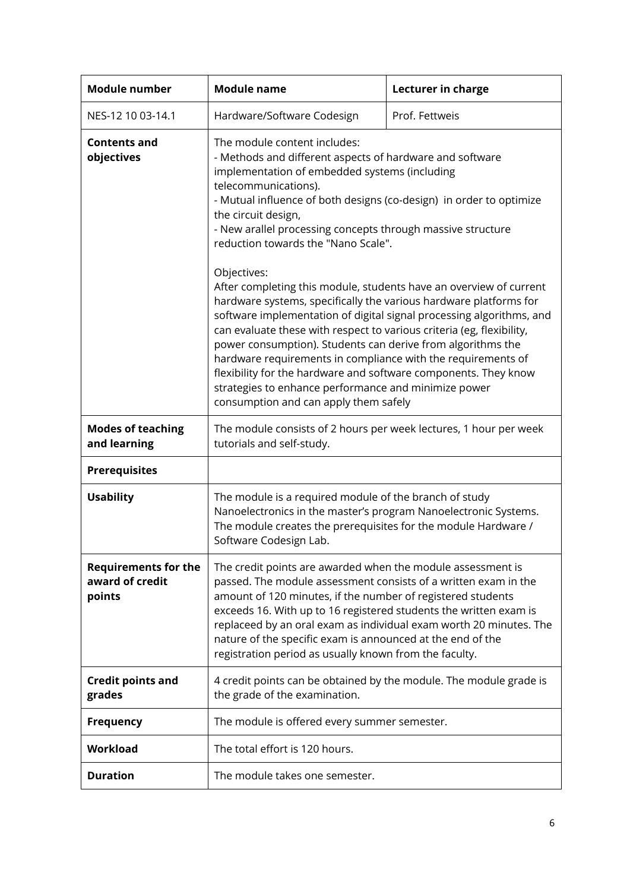| Module number | Module name | Lecturer in charge |
|---|---|---|
| NES-12 10 03-14.1 | Hardware/Software Codesign | Prof. Fettweis |
| **Contents and objectives** | The module content includes:<br>- Methods and different aspects of hardware and software implementation of embedded systems (including telecommunications).<br>- Mutual influence of both designs (co-design) in order to optimize the circuit design,<br>- New arallel processing concepts through massive structure reduction towards the "Nano Scale".<br><br>Objectives:<br>After completing this module, students have an overview of current hardware systems, specifically the various hardware platforms for software implementation of digital signal processing algorithms, and can evaluate these with respect to various criteria (eg, flexibility, power consumption). Students can derive from algorithms the hardware requirements in compliance with the requirements of flexibility for the hardware and software components. They know strategies to enhance performance and minimize power consumption and can apply them safely | |
| **Modes of teaching and learning** | The module consists of 2 hours per week lectures, 1 hour per week tutorials and self-study. | |
| **Prerequisites** | | |
| **Usability** | The module is a required module of the branch of study Nanoelectronics in the master's program Nanoelectronic Systems. The module creates the prerequisites for the module Hardware / Software Codesign Lab. | |
| **Requirements for the award of credit points** | The credit points are awarded when the module assessment is passed. The module assessment consists of a written exam in the amount of 120 minutes, if the number of registered students exceeds 16. With up to 16 registered students the written exam is replaceed by an oral exam as individual exam worth 20 minutes. The nature of the specific exam is announced at the end of the registration period as usually known from the faculty. | |
| **Credit points and grades** | 4 credit points can be obtained by the module. The module grade is the grade of the examination. | |
| **Frequency** | The module is offered every summer semester. | |
| **Workload** | The total effort is 120 hours. | |
| **Duration** | The module takes one semester. | |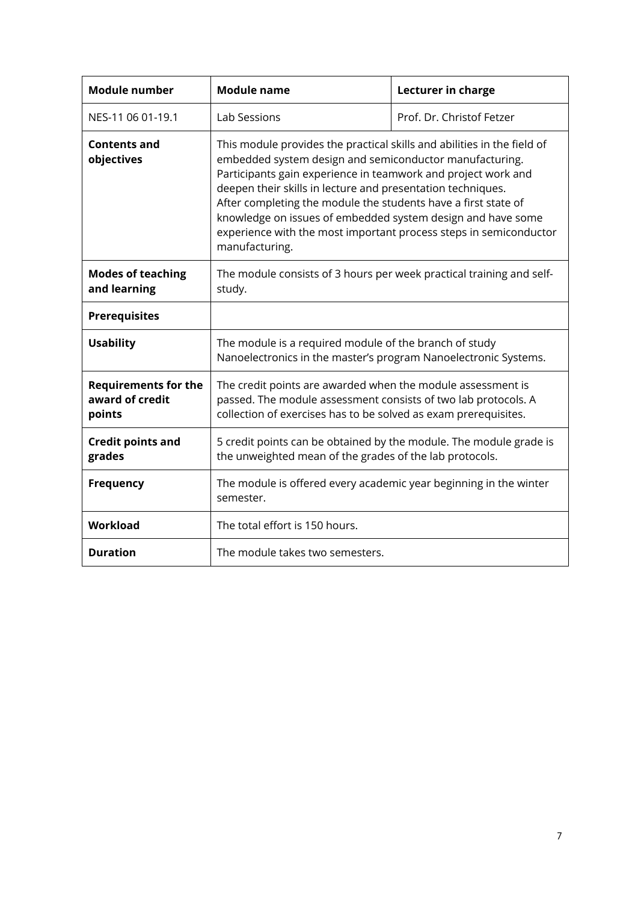| **Module number** | **Module name** | **Lecturer in charge** |
|---|---|---|
| NES-11 06 01-19.1 | Lab Sessions | Prof. Dr. Christof Fetzer |
| **Contents and objectives** | This module provides the practical skills and abilities in the field of embedded system design and semiconductor manufacturing. Participants gain experience in teamwork and project work and deepen their skills in lecture and presentation techniques. After completing the module the students have a first state of knowledge on issues of embedded system design and have some experience with the most important process steps in semiconductor manufacturing. | |
| **Modes of teaching and learning** | The module consists of 3 hours per week practical training and self-study. | |
| **Prerequisites** | | |
| **Usability** | The module is a required module of the branch of study Nanoelectronics in the master's program Nanoelectronic Systems. | |
| **Requirements for the award of credit points** | The credit points are awarded when the module assessment is passed. The module assessment consists of two lab protocols. A collection of exercises has to be solved as exam prerequisites. | |
| **Credit points and grades** | 5 credit points can be obtained by the module. The module grade is the unweighted mean of the grades of the lab protocols. | |
| **Frequency** | The module is offered every academic year beginning in the winter semester. | |
| **Workload** | The total effort is 150 hours. | |
| **Duration** | The module takes two semesters. | |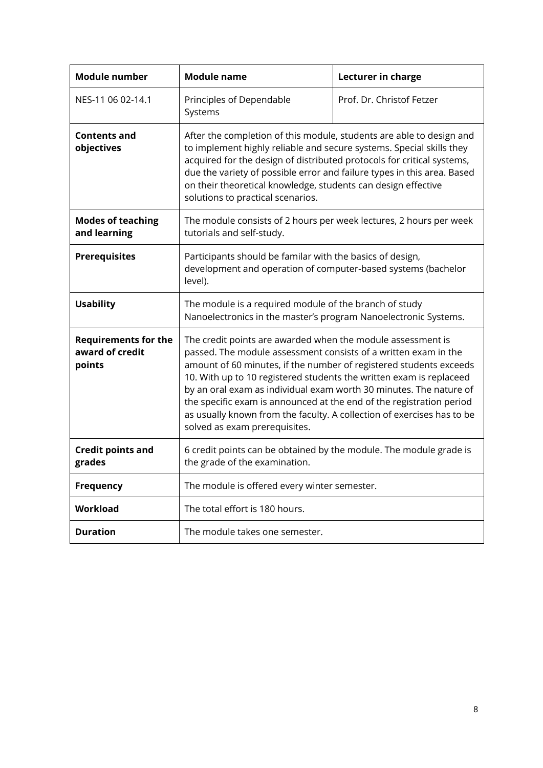| Module number | Module name | Lecturer in charge |
|---|---|---|
| NES-11 06 02-14.1 | Principles of Dependable Systems | Prof. Dr. Christof Fetzer |
| **Contents and objectives** | After the completion of this module, students are able to design and to implement highly reliable and secure systems. Special skills they acquired for the design of distributed protocols for critical systems, due the variety of possible error and failure types in this area. Based on their theoretical knowledge, students can design effective solutions to practical scenarios. | |
| **Modes of teaching and learning** | The module consists of 2 hours per week lectures, 2 hours per week tutorials and self-study. | |
| **Prerequisites** | Participants should be familar with the basics of design, development and operation of computer-based systems (bachelor level). | |
| **Usability** | The module is a required module of the branch of study Nanoelectronics in the master's program Nanoelectronic Systems. | |
| **Requirements for the award of credit points** | The credit points are awarded when the module assessment is passed. The module assessment consists of a written exam in the amount of 60 minutes, if the number of registered students exceeds 10. With up to 10 registered students the written exam is replaceed by an oral exam as individual exam worth 30 minutes. The nature of the specific exam is announced at the end of the registration period as usually known from the faculty. A collection of exercises has to be solved as exam prerequisites. | |
| **Credit points and grades** | 6 credit points can be obtained by the module. The module grade is the grade of the examination. | |
| **Frequency** | The module is offered every winter semester. | |
| **Workload** | The total effort is 180 hours. | |
| **Duration** | The module takes one semester. | |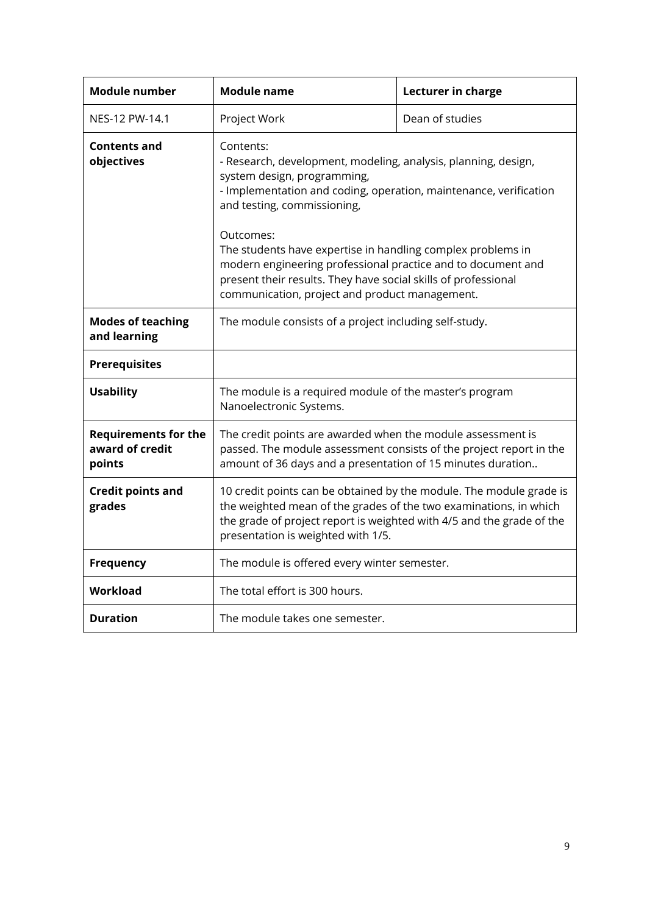| **Module number** | **Module name** | **Lecturer in charge** |
|---|---|---|
| NES-12 PW-14.1 | Project Work | Dean of studies |
| **Contents and objectives** | Contents:<br>- Research, development, modeling, analysis, planning, design, system design, programming,<br>- Implementation and coding, operation, maintenance, verification and testing, commissioning,<br><br>Outcomes:<br>The students have expertise in handling complex problems in modern engineering professional practice and to document and present their results. They have social skills of professional communication, project and product management. | |
| **Modes of teaching and learning** | The module consists of a project including self-study. | |
| **Prerequisites** | | |
| **Usability** | The module is a required module of the master's program Nanoelectronic Systems. | |
| **Requirements for the award of credit points** | The credit points are awarded when the module assessment is passed. The module assessment consists of the project report in the amount of 36 days and a presentation of 15 minutes duration.. | |
| **Credit points and grades** | 10 credit points can be obtained by the module. The module grade is the weighted mean of the grades of the two examinations, in which the grade of project report is weighted with 4/5 and the grade of the presentation is weighted with 1/5. | |
| **Frequency** | The module is offered every winter semester. | |
| **Workload** | The total effort is 300 hours. | |
| **Duration** | The module takes one semester. | |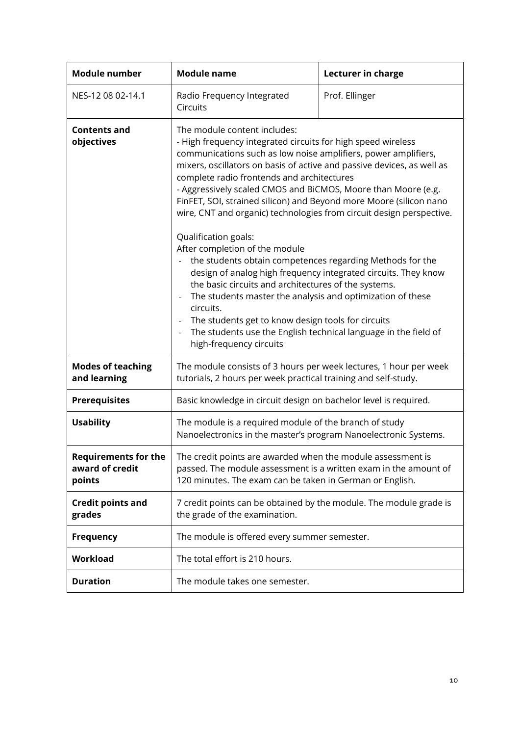| **Module number** | **Module name** | **Lecturer in charge** |
|---|---|---|
| NES-12 08 02-14.1 | Radio Frequency Integrated Circuits | Prof. Ellinger |
| **Contents and objectives** | The module content includes:<br>- High frequency integrated circuits for high speed wireless communications such as low noise amplifiers, power amplifiers, mixers, oscillators on basis of active and passive devices, as well as complete radio frontends and architectures<br>- Aggressively scaled CMOS and BiCMOS, Moore than Moore (e.g. FinFET, SOI, strained silicon) and Beyond more Moore (silicon nano wire, CNT and organic) technologies from circuit design perspective.<br><br>Qualification goals:<br>After completion of the module<br>- the students obtain competences regarding Methods for the design of analog high frequency integrated circuits. They know the basic circuits and architectures of the systems.<br>- The students master the analysis and optimization of these circuits.<br>- The students get to know design tools for circuits<br>- The students use the English technical language in the field of high-frequency circuits | |
| **Modes of teaching and learning** | The module consists of 3 hours per week lectures, 1 hour per week tutorials, 2 hours per week practical training and self-study. | |
| **Prerequisites** | Basic knowledge in circuit design on bachelor level is required. | |
| **Usability** | The module is a required module of the branch of study Nanoelectronics in the master's program Nanoelectronic Systems. | |
| **Requirements for the award of credit points** | The credit points are awarded when the module assessment is passed. The module assessment is a written exam in the amount of 120 minutes. The exam can be taken in German or English. | |
| **Credit points and grades** | 7 credit points can be obtained by the module. The module grade is the grade of the examination. | |
| **Frequency** | The module is offered every summer semester. | |
| **Workload** | The total effort is 210 hours. | |
| **Duration** | The module takes one semester. | |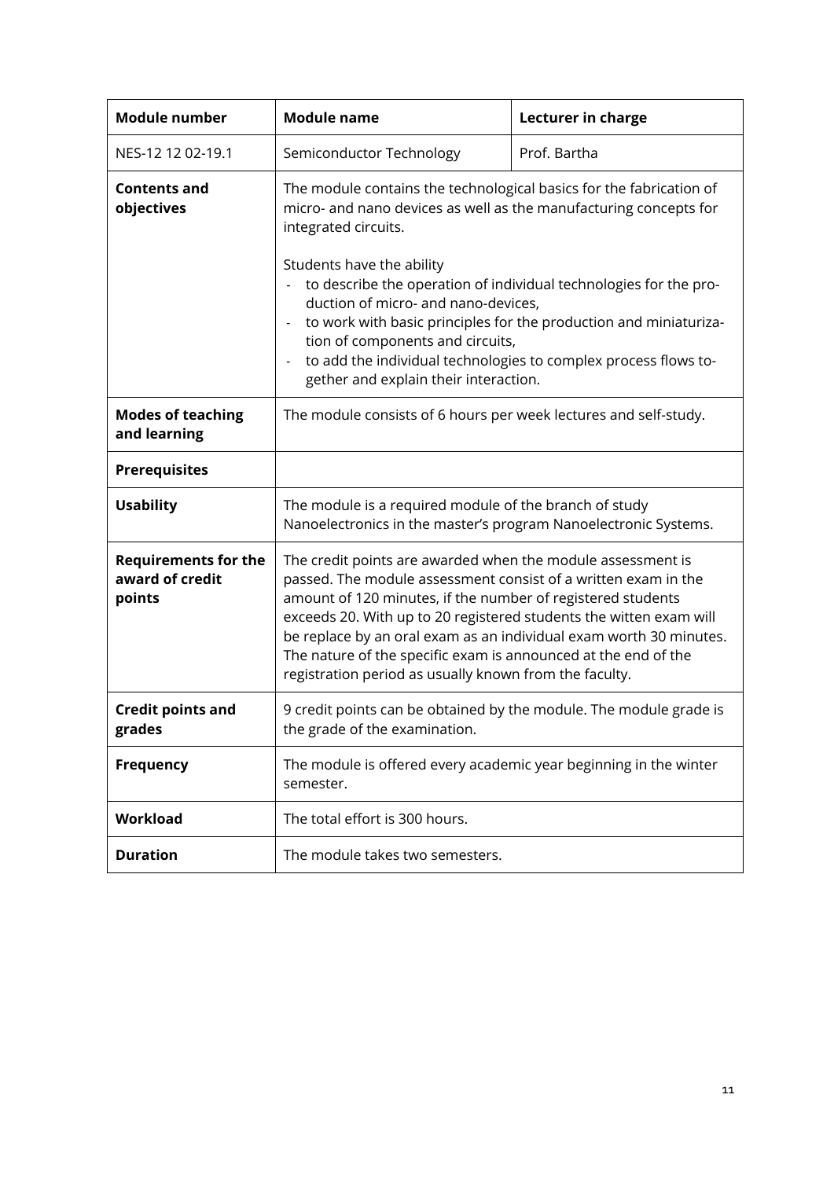| Module number | Module name | Lecturer in charge |
|---|---|---|
| NES-12 12 02-19.1 | Semiconductor Technology | Prof. Bartha |
| **Contents and objectives** | The module contains the technological basics for the fabrication of micro- and nano devices as well as the manufacturing concepts for integrated circuits.<br><br>Students have the ability<br>- to describe the operation of individual technologies for the production of micro- and nano-devices,<br>- to work with basic principles for the production and miniaturization of components and circuits,<br>- to add the individual technologies to complex process flows together and explain their interaction. | |
| **Modes of teaching and learning** | The module consists of 6 hours per week lectures and self-study. | |
| **Prerequisites** | | |
| **Usability** | The module is a required module of the branch of study Nanoelectronics in the master's program Nanoelectronic Systems. | |
| **Requirements for the award of credit points** | The credit points are awarded when the module assessment is passed. The module assessment consist of a written exam in the amount of 120 minutes, if the number of registered students exceeds 20. With up to 20 registered students the witten exam will be replace by an oral exam as an individual exam worth 30 minutes. The nature of the specific exam is announced at the end of the registration period as usually known from the faculty. | |
| **Credit points and grades** | 9 credit points can be obtained by the module. The module grade is the grade of the examination. | |
| **Frequency** | The module is offered every academic year beginning in the winter semester. | |
| **Workload** | The total effort is 300 hours. | |
| **Duration** | The module takes two semesters. | |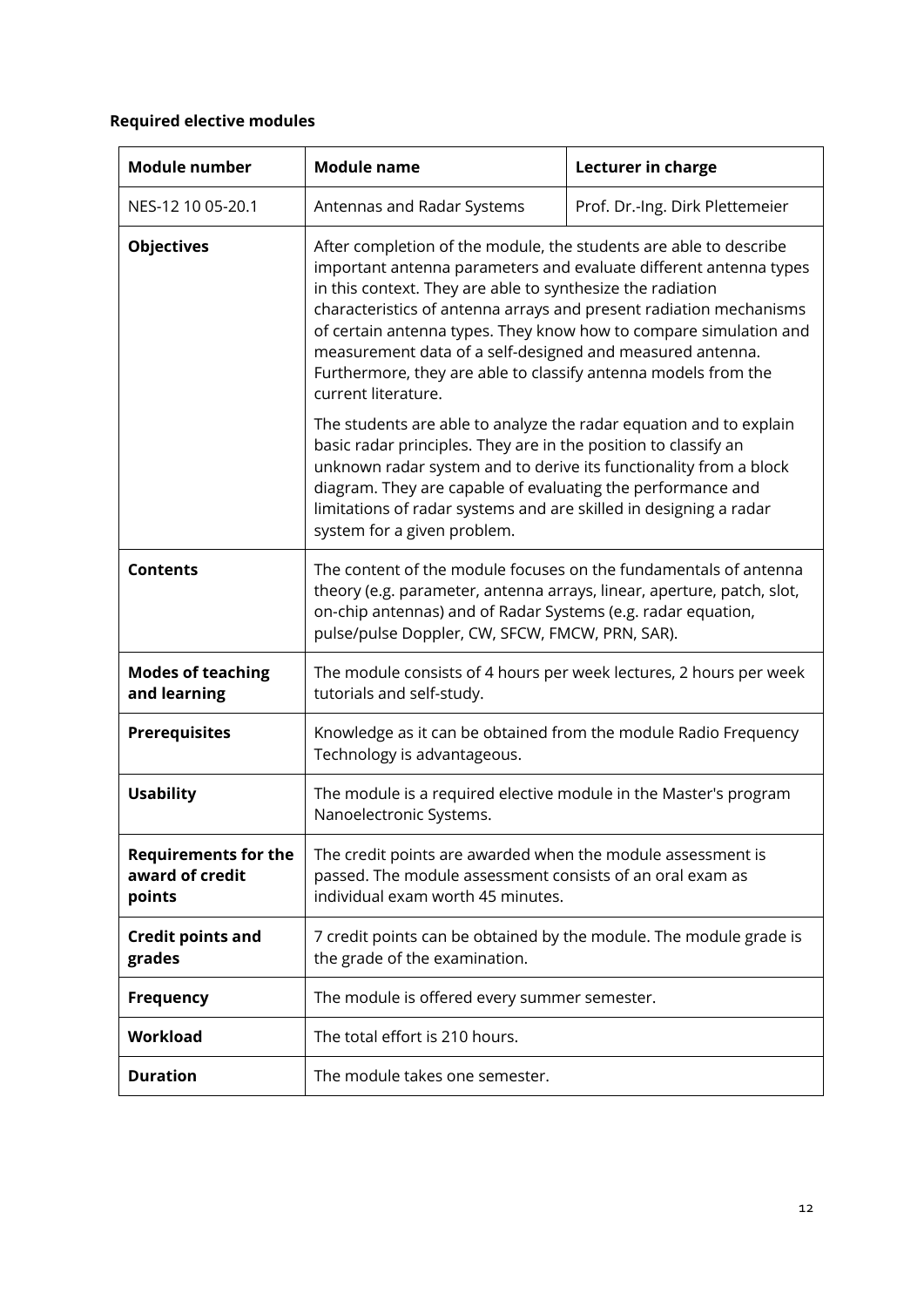**Required elective modules**

| Module number | Module name | Lecturer in charge |
|---|---|---|
| NES-12 10 05-20.1 | Antennas and Radar Systems | Prof. Dr.-Ing. Dirk Plettemeier |
| **Objectives** | After completion of the module, the students are able to describe important antenna parameters and evaluate different antenna types in this context. They are able to synthesize the radiation characteristics of antenna arrays and present radiation mechanisms of certain antenna types. They know how to compare simulation and measurement data of a self-designed and measured antenna. Furthermore, they are able to classify antenna models from the current literature.<br><br>The students are able to analyze the radar equation and to explain basic radar principles. They are in the position to classify an unknown radar system and to derive its functionality from a block diagram. They are capable of evaluating the performance and limitations of radar systems and are skilled in designing a radar system for a given problem. | |
| **Contents** | The content of the module focuses on the fundamentals of antenna theory (e.g. parameter, antenna arrays, linear, aperture, patch, slot, on-chip antennas) and of Radar Systems (e.g. radar equation, pulse/pulse Doppler, CW, SFCW, FMCW, PRN, SAR). | |
| **Modes of teaching and learning** | The module consists of 4 hours per week lectures, 2 hours per week tutorials and self-study. | |
| **Prerequisites** | Knowledge as it can be obtained from the module Radio Frequency Technology is advantageous. | |
| **Usability** | The module is a required elective module in the Master's program Nanoelectronic Systems. | |
| **Requirements for the award of credit points** | The credit points are awarded when the module assessment is passed. The module assessment consists of an oral exam as individual exam worth 45 minutes. | |
| **Credit points and grades** | 7 credit points can be obtained by the module. The module grade is the grade of the examination. | |
| **Frequency** | The module is offered every summer semester. | |
| **Workload** | The total effort is 210 hours. | |
| **Duration** | The module takes one semester. | |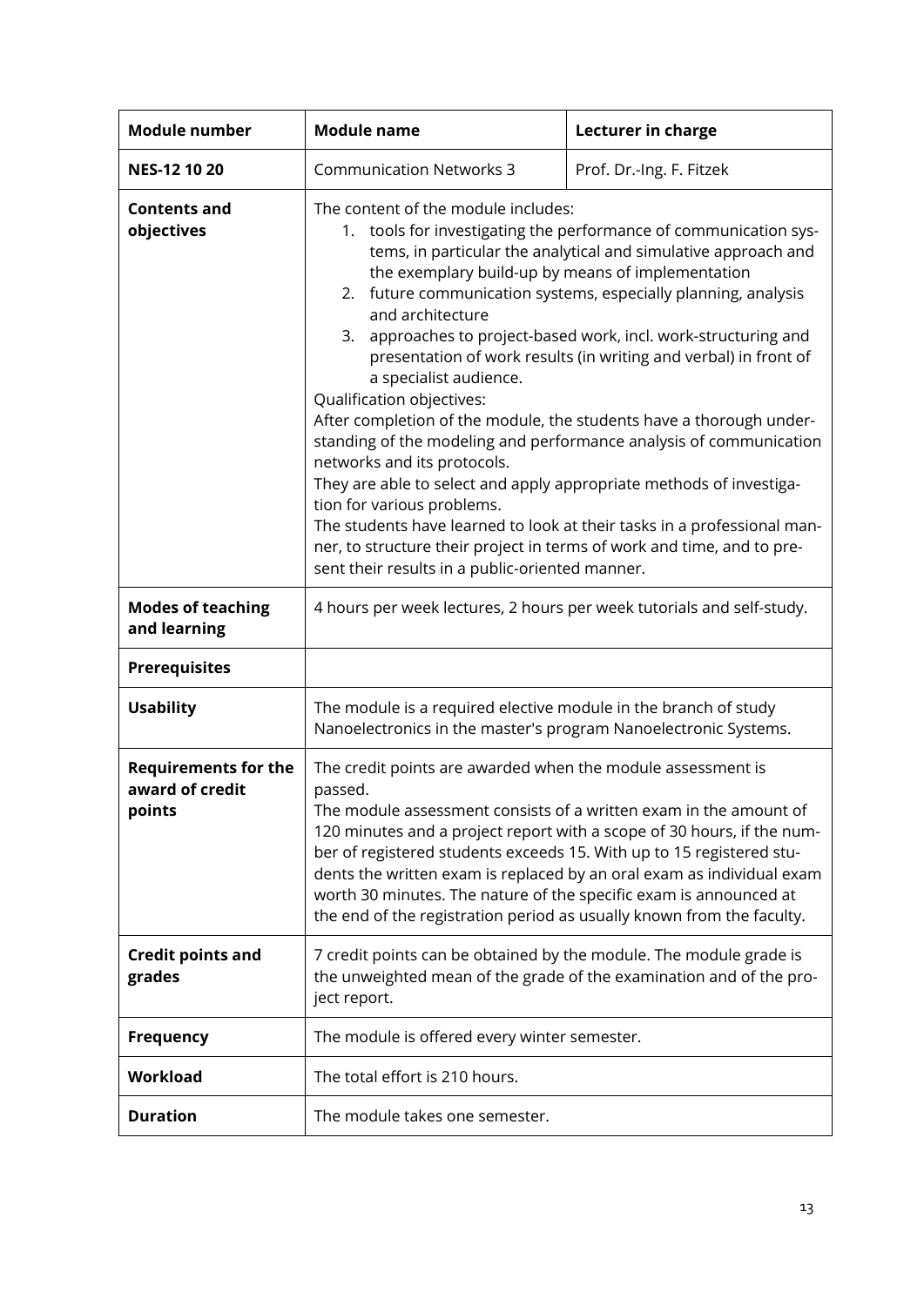| **Module number** | **Module name** | **Lecturer in charge** |
|---|---|---|
| **NES-12 10 20** | Communication Networks 3 | Prof. Dr.-Ing. F. Fitzek |
| **Contents and objectives** | The content of the module includes:<br>1. tools for investigating the performance of communication systems, in particular the analytical and simulative approach and the exemplary build-up by means of implementation<br>2. future communication systems, especially planning, analysis and architecture<br>3. approaches to project-based work, incl. work-structuring and presentation of work results (in writing and verbal) in front of a specialist audience.<br>Qualification objectives:<br>After completion of the module, the students have a thorough understanding of the modeling and performance analysis of communication networks and its protocols.<br>They are able to select and apply appropriate methods of investigation for various problems.<br>The students have learned to look at their tasks in a professional manner, to structure their project in terms of work and time, and to present their results in a public-oriented manner. | |
| **Modes of teaching and learning** | 4 hours per week lectures, 2 hours per week tutorials and self-study. | |
| **Prerequisites** | | |
| **Usability** | The module is a required elective module in the branch of study Nanoelectronics in the master's program Nanoelectronic Systems. | |
| **Requirements for the award of credit points** | The credit points are awarded when the module assessment is passed.<br>The module assessment consists of a written exam in the amount of 120 minutes and a project report with a scope of 30 hours, if the number of registered students exceeds 15. With up to 15 registered students the written exam is replaced by an oral exam as individual exam worth 30 minutes. The nature of the specific exam is announced at the end of the registration period as usually known from the faculty. | |
| **Credit points and grades** | 7 credit points can be obtained by the module. The module grade is the unweighted mean of the grade of the examination and of the project report. | |
| **Frequency** | The module is offered every winter semester. | |
| **Workload** | The total effort is 210 hours. | |
| **Duration** | The module takes one semester. | |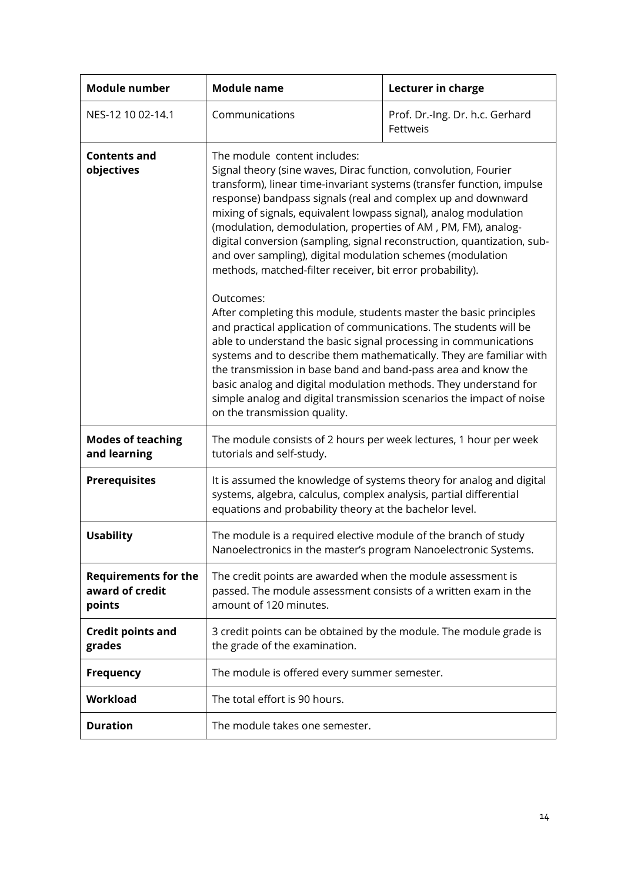| Module number | Module name | Lecturer in charge |
|---|---|---|
| NES-12 10 02-14.1 | Communications | Prof. Dr.-Ing. Dr. h.c. Gerhard Fettweis |
| **Contents and objectives** | The module content includes:<br>Signal theory (sine waves, Dirac function, convolution, Fourier transform), linear time-invariant systems (transfer function, impulse response) bandpass signals (real and complex up and downward mixing of signals, equivalent lowpass signal), analog modulation (modulation, demodulation, properties of AM , PM, FM), analog-digital conversion (sampling, signal reconstruction, quantization, sub- and over sampling), digital modulation schemes (modulation methods, matched-filter receiver, bit error probability).<br><br>Outcomes:<br>After completing this module, students master the basic principles and practical application of communications. The students will be able to understand the basic signal processing in communications systems and to describe them mathematically. They are familiar with the transmission in base band and band-pass area and know the basic analog and digital modulation methods. They understand for simple analog and digital transmission scenarios the impact of noise on the transmission quality. | |
| **Modes of teaching and learning** | The module consists of 2 hours per week lectures, 1 hour per week tutorials and self-study. | |
| **Prerequisites** | It is assumed the knowledge of systems theory for analog and digital systems, algebra, calculus, complex analysis, partial differential equations and probability theory at the bachelor level. | |
| **Usability** | The module is a required elective module of the branch of study Nanoelectronics in the master's program Nanoelectronic Systems. | |
| **Requirements for the award of credit points** | The credit points are awarded when the module assessment is passed. The module assessment consists of a written exam in the amount of 120 minutes. | |
| **Credit points and grades** | 3 credit points can be obtained by the module. The module grade is the grade of the examination. | |
| **Frequency** | The module is offered every summer semester. | |
| **Workload** | The total effort is 90 hours. | |
| **Duration** | The module takes one semester. | |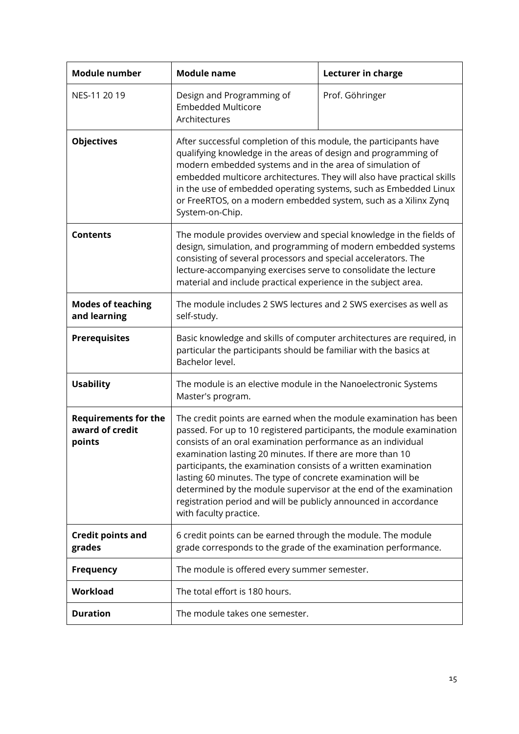| Module number | Module name | Lecturer in charge |
|---|---|---|
| NES-11 20 19 | Design and Programming of Embedded Multicore Architectures | Prof. Göhringer |
| **Objectives** | After successful completion of this module, the participants have qualifying knowledge in the areas of design and programming of modern embedded systems and in the area of simulation of embedded multicore architectures. They will also have practical skills in the use of embedded operating systems, such as Embedded Linux or FreeRTOS, on a modern embedded system, such as a Xilinx Zynq System-on-Chip. | |
| **Contents** | The module provides overview and special knowledge in the fields of design, simulation, and programming of modern embedded systems consisting of several processors and special accelerators. The lecture-accompanying exercises serve to consolidate the lecture material and include practical experience in the subject area. | |
| **Modes of teaching and learning** | The module includes 2 SWS lectures and 2 SWS exercises as well as self-study. | |
| **Prerequisites** | Basic knowledge and skills of computer architectures are required, in particular the participants should be familiar with the basics at Bachelor level. | |
| **Usability** | The module is an elective module in the Nanoelectronic Systems Master's program. | |
| **Requirements for the award of credit points** | The credit points are earned when the module examination has been passed. For up to 10 registered participants, the module examination consists of an oral examination performance as an individual examination lasting 20 minutes. If there are more than 10 participants, the examination consists of a written examination lasting 60 minutes. The type of concrete examination will be determined by the module supervisor at the end of the examination registration period and will be publicly announced in accordance with faculty practice. | |
| **Credit points and grades** | 6 credit points can be earned through the module. The module grade corresponds to the grade of the examination performance. | |
| **Frequency** | The module is offered every summer semester. | |
| **Workload** | The total effort is 180 hours. | |
| **Duration** | The module takes one semester. | |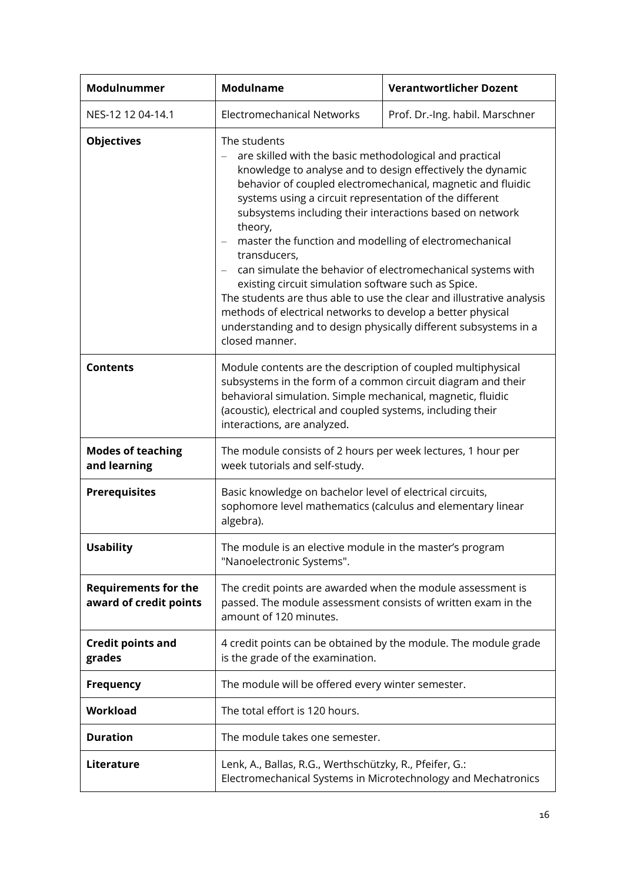| Modulnummer | Modulname | Verantwortlicher Dozent |
|---|---|---|
| NES-12 12 04-14.1 | Electromechanical Networks | Prof. Dr.-Ing. habil. Marschner |
| **Objectives** | The students<br>– are skilled with the basic methodological and practical knowledge to analyse and to design effectively the dynamic behavior of coupled electromechanical, magnetic and fluidic systems using a circuit representation of the different subsystems including their interactions based on network theory,<br>– master the function and modelling of electromechanical transducers,<br>– can simulate the behavior of electromechanical systems with existing circuit simulation software such as Spice.<br>The students are thus able to use the clear and illustrative analysis methods of electrical networks to develop a better physical understanding and to design physically different subsystems in a closed manner. | |
| **Contents** | Module contents are the description of coupled multiphysical subsystems in the form of a common circuit diagram and their behavioral simulation. Simple mechanical, magnetic, fluidic (acoustic), electrical and coupled systems, including their interactions, are analyzed. | |
| **Modes of teaching and learning** | The module consists of 2 hours per week lectures, 1 hour per week tutorials and self-study. | |
| **Prerequisites** | Basic knowledge on bachelor level of electrical circuits, sophomore level mathematics (calculus and elementary linear algebra). | |
| **Usability** | The module is an elective module in the master's program "Nanoelectronic Systems". | |
| **Requirements for the award of credit points** | The credit points are awarded when the module assessment is passed. The module assessment consists of written exam in the amount of 120 minutes. | |
| **Credit points and grades** | 4 credit points can be obtained by the module. The module grade is the grade of the examination. | |
| **Frequency** | The module will be offered every winter semester. | |
| **Workload** | The total effort is 120 hours. | |
| **Duration** | The module takes one semester. | |
| **Literature** | Lenk, A., Ballas, R.G., Werthschützky, R., Pfeifer, G.: Electromechanical Systems in Microtechnology and Mechatronics | |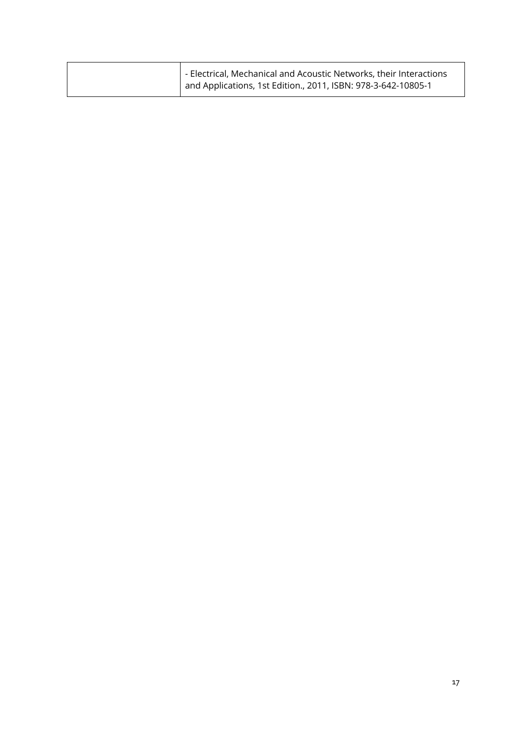| | |
|---|---|
| | - Electrical, Mechanical and Acoustic Networks, their Interactions and Applications, 1st Edition., 2011, ISBN: 978-3-642-10805-1 |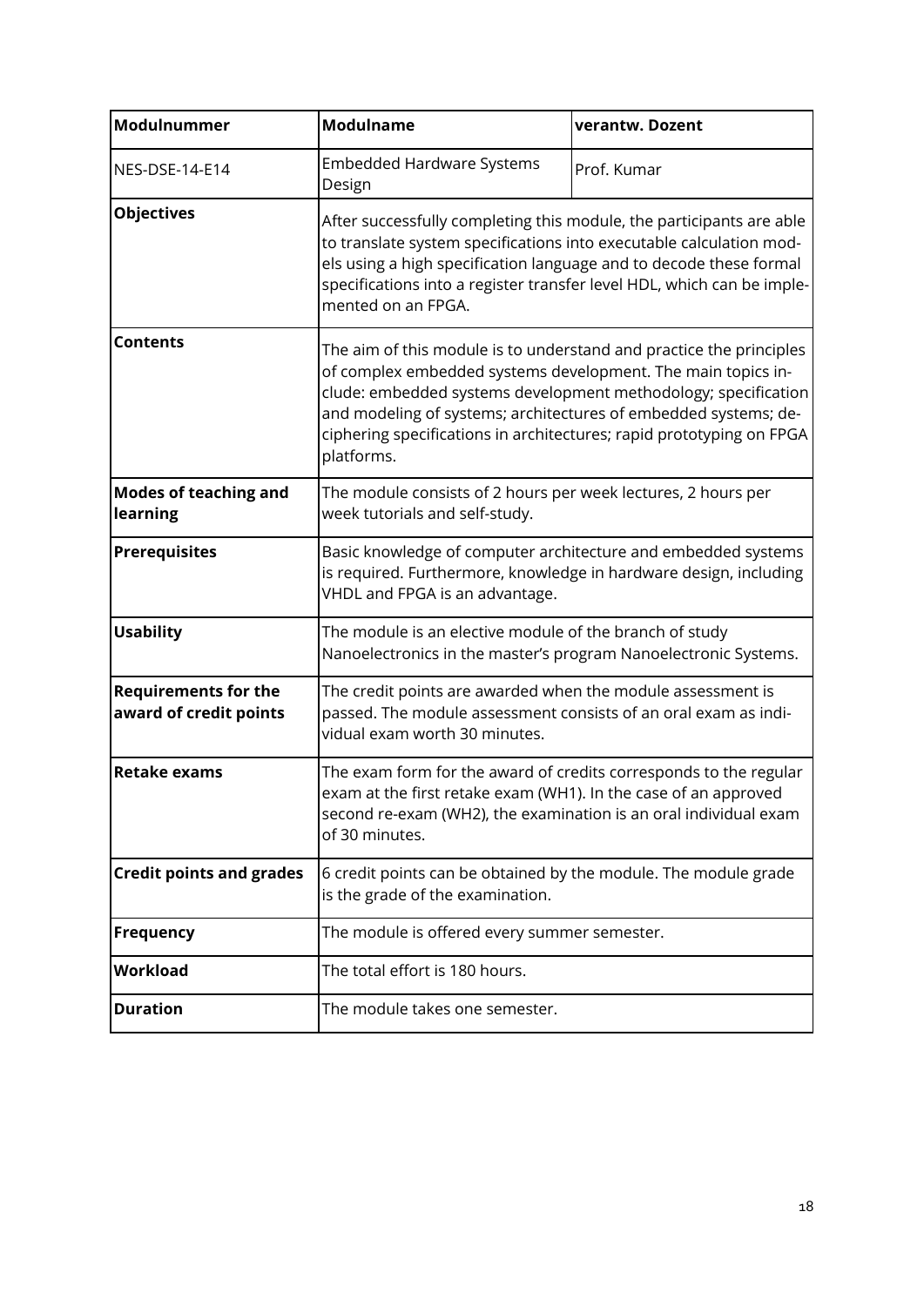| Modulnummer | Modulname | verantw. Dozent |
|---|---|---|
| NES-DSE-14-E14 | Embedded Hardware Systems Design | Prof. Kumar |
| **Objectives** | After successfully completing this module, the participants are able to translate system specifications into executable calculation models using a high specification language and to decode these formal specifications into a register transfer level HDL, which can be implemented on an FPGA. | |
| **Contents** | The aim of this module is to understand and practice the principles of complex embedded systems development. The main topics include: embedded systems development methodology; specification and modeling of systems; architectures of embedded systems; deciphering specifications in architectures; rapid prototyping on FPGA platforms. | |
| **Modes of teaching and learning** | The module consists of 2 hours per week lectures, 2 hours per week tutorials and self-study. | |
| **Prerequisites** | Basic knowledge of computer architecture and embedded systems is required. Furthermore, knowledge in hardware design, including VHDL and FPGA is an advantage. | |
| **Usability** | The module is an elective module of the branch of study Nanoelectronics in the master's program Nanoelectronic Systems. | |
| **Requirements for the award of credit points** | The credit points are awarded when the module assessment is passed. The module assessment consists of an oral exam as individual exam worth 30 minutes. | |
| **Retake exams** | The exam form for the award of credits corresponds to the regular exam at the first retake exam (WH1). In the case of an approved second re-exam (WH2), the examination is an oral individual exam of 30 minutes. | |
| **Credit points and grades** | 6 credit points can be obtained by the module. The module grade is the grade of the examination. | |
| **Frequency** | The module is offered every summer semester. | |
| **Workload** | The total effort is 180 hours. | |
| **Duration** | The module takes one semester. | |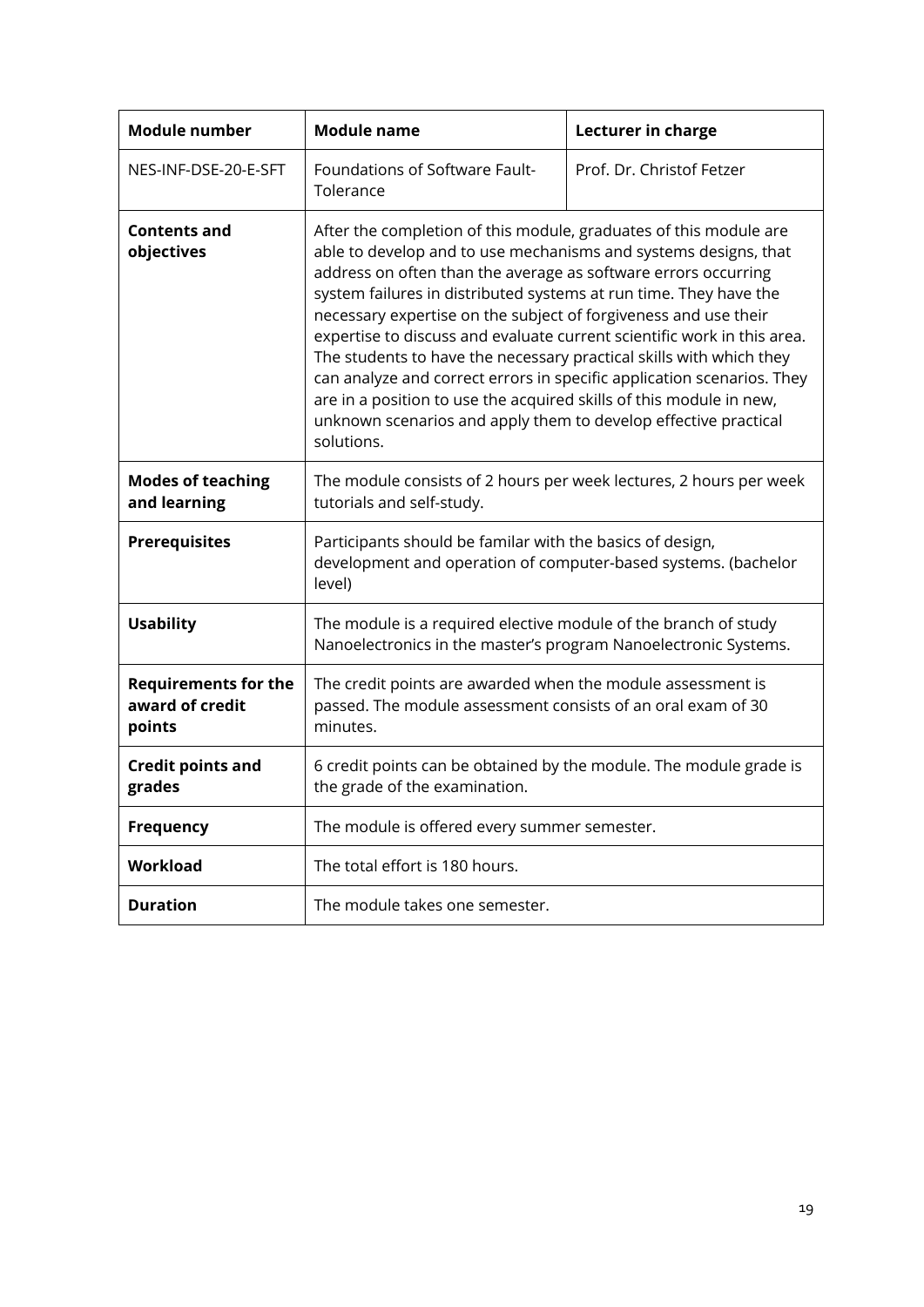| Module number | Module name | Lecturer in charge |
| --- | --- | --- |
| NES-INF-DSE-20-E-SFT | Foundations of Software Fault-Tolerance | Prof. Dr. Christof Fetzer |
| **Contents and objectives** | After the completion of this module, graduates of this module are able to develop and to use mechanisms and systems designs, that address on often than the average as software errors occurring system failures in distributed systems at run time. They have the necessary expertise on the subject of forgiveness and use their expertise to discuss and evaluate current scientific work in this area. The students to have the necessary practical skills with which they can analyze and correct errors in specific application scenarios. They are in a position to use the acquired skills of this module in new, unknown scenarios and apply them to develop effective practical solutions. | |
| **Modes of teaching and learning** | The module consists of 2 hours per week lectures, 2 hours per week tutorials and self-study. | |
| **Prerequisites** | Participants should be familar with the basics of design, development and operation of computer-based systems. (bachelor level) | |
| **Usability** | The module is a required elective module of the branch of study Nanoelectronics in the master's program Nanoelectronic Systems. | |
| **Requirements for the award of credit points** | The credit points are awarded when the module assessment is passed. The module assessment consists of an oral exam of 30 minutes. | |
| **Credit points and grades** | 6 credit points can be obtained by the module. The module grade is the grade of the examination. | |
| **Frequency** | The module is offered every summer semester. | |
| **Workload** | The total effort is 180 hours. | |
| **Duration** | The module takes one semester. | |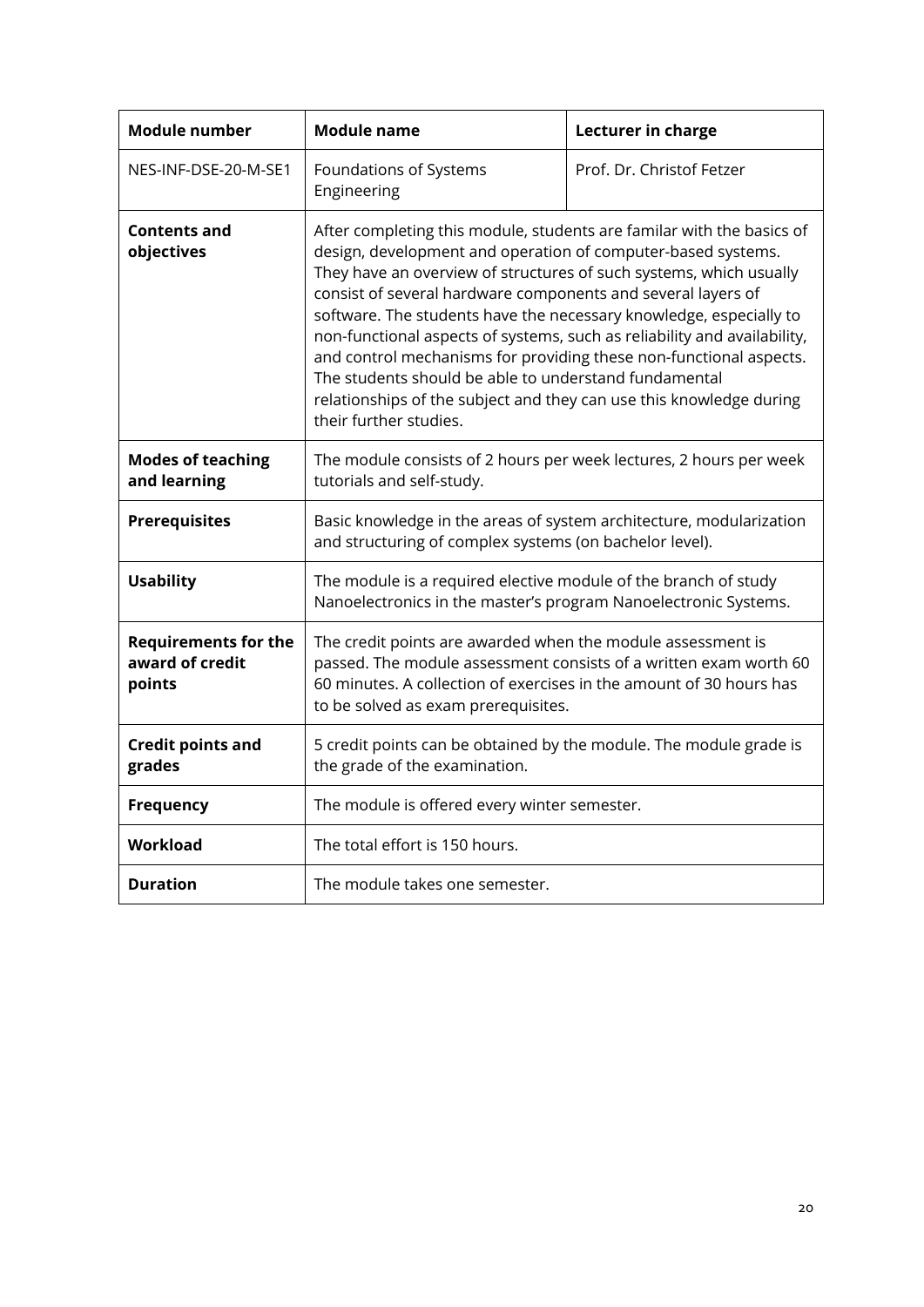| Module number | Module name | Lecturer in charge |
|---|---|---|
| NES-INF-DSE-20-M-SE1 | Foundations of Systems Engineering | Prof. Dr. Christof Fetzer |
| **Contents and objectives** | After completing this module, students are familar with the basics of design, development and operation of computer-based systems. They have an overview of structures of such systems, which usually consist of several hardware components and several layers of software. The students have the necessary knowledge, especially to non-functional aspects of systems, such as reliability and availability, and control mechanisms for providing these non-functional aspects. The students should be able to understand fundamental relationships of the subject and they can use this knowledge during their further studies. | |
| **Modes of teaching and learning** | The module consists of 2 hours per week lectures, 2 hours per week tutorials and self-study. | |
| **Prerequisites** | Basic knowledge in the areas of system architecture, modularization and structuring of complex systems (on bachelor level). | |
| **Usability** | The module is a required elective module of the branch of study Nanoelectronics in the master's program Nanoelectronic Systems. | |
| **Requirements for the award of credit points** | The credit points are awarded when the module assessment is passed. The module assessment consists of a written exam worth 60 60 minutes. A collection of exercises in the amount of 30 hours has to be solved as exam prerequisites. | |
| **Credit points and grades** | 5 credit points can be obtained by the module. The module grade is the grade of the examination. | |
| **Frequency** | The module is offered every winter semester. | |
| **Workload** | The total effort is 150 hours. | |
| **Duration** | The module takes one semester. | |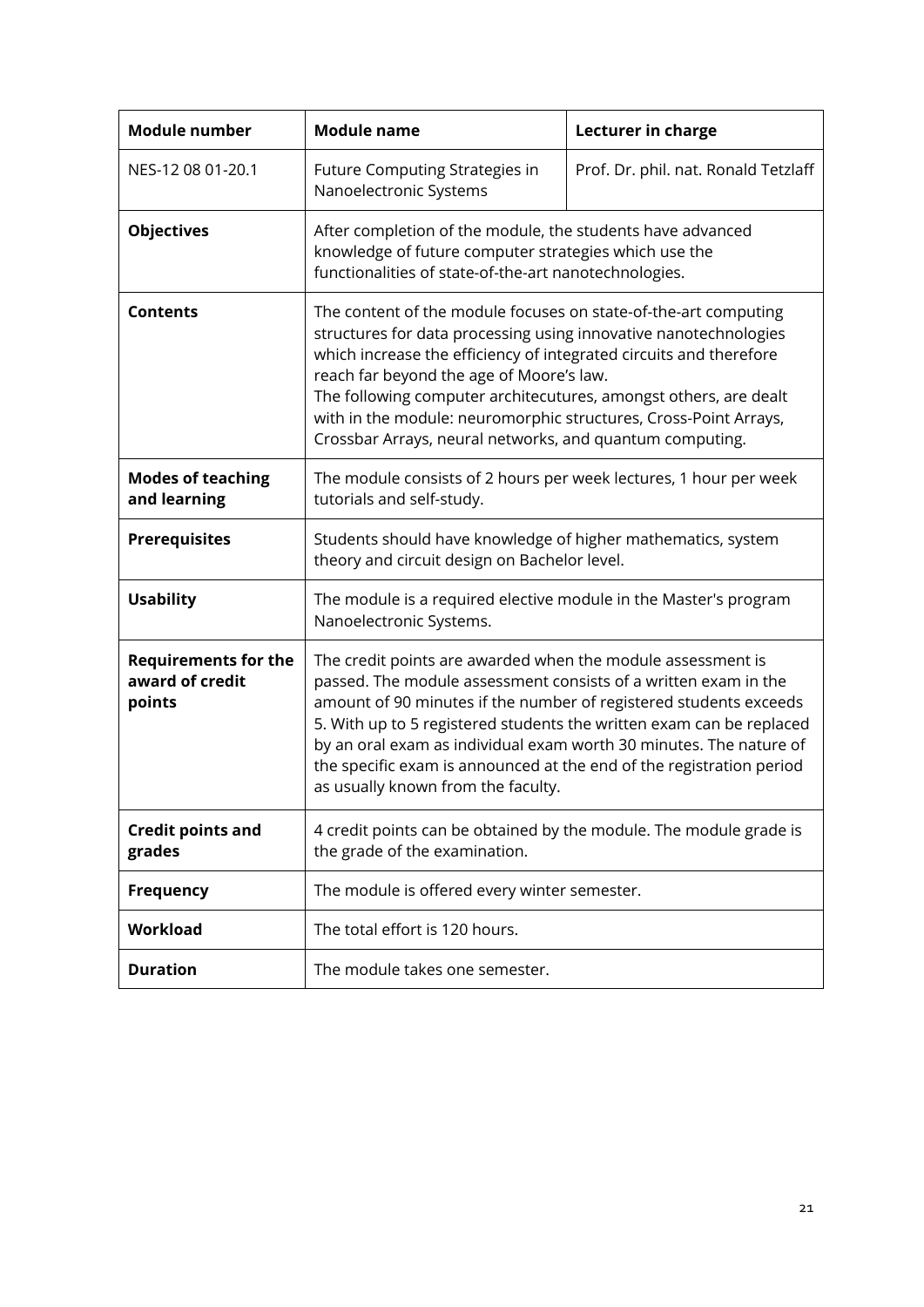| Module number | Module name | Lecturer in charge |
|---|---|---|
| NES-12 08 01-20.1 | Future Computing Strategies in Nanoelectronic Systems | Prof. Dr. phil. nat. Ronald Tetzlaff |
| **Objectives** | After completion of the module, the students have advanced knowledge of future computer strategies which use the functionalities of state-of-the-art nanotechnologies. | |
| **Contents** | The content of the module focuses on state-of-the-art computing structures for data processing using innovative nanotechnologies which increase the efficiency of integrated circuits and therefore reach far beyond the age of Moore's law. The following computer architecutures, amongst others, are dealt with in the module: neuromorphic structures, Cross-Point Arrays, Crossbar Arrays, neural networks, and quantum computing. | |
| **Modes of teaching and learning** | The module consists of 2 hours per week lectures, 1 hour per week tutorials and self-study. | |
| **Prerequisites** | Students should have knowledge of higher mathematics, system theory and circuit design on Bachelor level. | |
| **Usability** | The module is a required elective module in the Master's program Nanoelectronic Systems. | |
| **Requirements for the award of credit points** | The credit points are awarded when the module assessment is passed. The module assessment consists of a written exam in the amount of 90 minutes if the number of registered students exceeds 5. With up to 5 registered students the written exam can be replaced by an oral exam as individual exam worth 30 minutes. The nature of the specific exam is announced at the end of the registration period as usually known from the faculty. | |
| **Credit points and grades** | 4 credit points can be obtained by the module. The module grade is the grade of the examination. | |
| **Frequency** | The module is offered every winter semester. | |
| **Workload** | The total effort is 120 hours. | |
| **Duration** | The module takes one semester. | |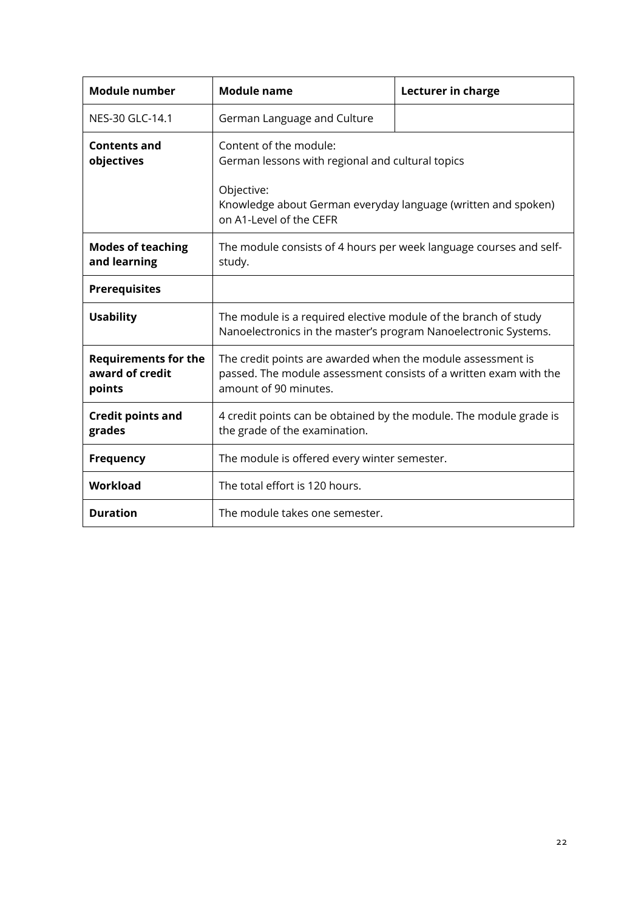| **Module number** | **Module name** | **Lecturer in charge** |
|---|---|---|
| NES-30 GLC-14.1 | German Language and Culture | |
| **Contents and objectives** | Content of the module:<br>German lessons with regional and cultural topics<br><br>Objective:<br>Knowledge about German everyday language (written and spoken) on A1-Level of the CEFR | |
| **Modes of teaching and learning** | The module consists of 4 hours per week language courses and self-study. | |
| **Prerequisites** | | |
| **Usability** | The module is a required elective module of the branch of study Nanoelectronics in the master's program Nanoelectronic Systems. | |
| **Requirements for the award of credit points** | The credit points are awarded when the module assessment is passed. The module assessment consists of a written exam with the amount of 90 minutes. | |
| **Credit points and grades** | 4 credit points can be obtained by the module. The module grade is the grade of the examination. | |
| **Frequency** | The module is offered every winter semester. | |
| **Workload** | The total effort is 120 hours. | |
| **Duration** | The module takes one semester. | |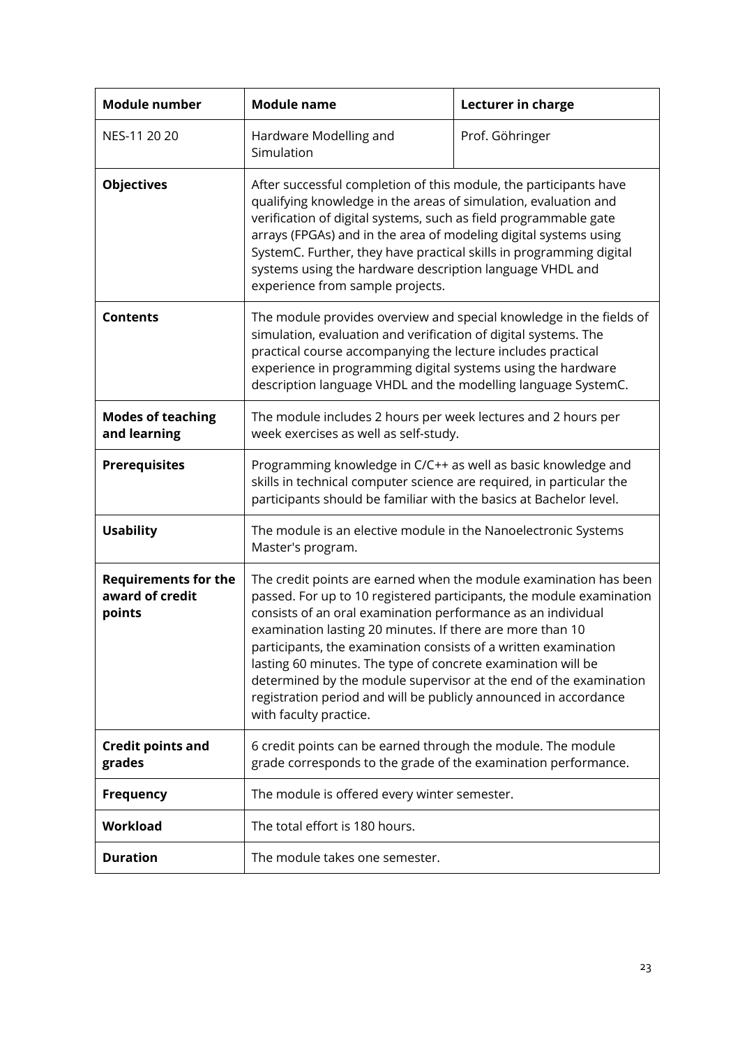| Module number | Module name | Lecturer in charge |
|---|---|---|
| NES-11 20 20 | Hardware Modelling and Simulation | Prof. Göhringer |
| **Objectives** | After successful completion of this module, the participants have qualifying knowledge in the areas of simulation, evaluation and verification of digital systems, such as field programmable gate arrays (FPGAs) and in the area of modeling digital systems using SystemC. Further, they have practical skills in programming digital systems using the hardware description language VHDL and experience from sample projects. | |
| **Contents** | The module provides overview and special knowledge in the fields of simulation, evaluation and verification of digital systems. The practical course accompanying the lecture includes practical experience in programming digital systems using the hardware description language VHDL and the modelling language SystemC. | |
| **Modes of teaching and learning** | The module includes 2 hours per week lectures and 2 hours per week exercises as well as self-study. | |
| **Prerequisites** | Programming knowledge in C/C++ as well as basic knowledge and skills in technical computer science are required, in particular the participants should be familiar with the basics at Bachelor level. | |
| **Usability** | The module is an elective module in the Nanoelectronic Systems Master's program. | |
| **Requirements for the award of credit points** | The credit points are earned when the module examination has been passed. For up to 10 registered participants, the module examination consists of an oral examination performance as an individual examination lasting 20 minutes. If there are more than 10 participants, the examination consists of a written examination lasting 60 minutes. The type of concrete examination will be determined by the module supervisor at the end of the examination registration period and will be publicly announced in accordance with faculty practice. | |
| **Credit points and grades** | 6 credit points can be earned through the module. The module grade corresponds to the grade of the examination performance. | |
| **Frequency** | The module is offered every winter semester. | |
| **Workload** | The total effort is 180 hours. | |
| **Duration** | The module takes one semester. | |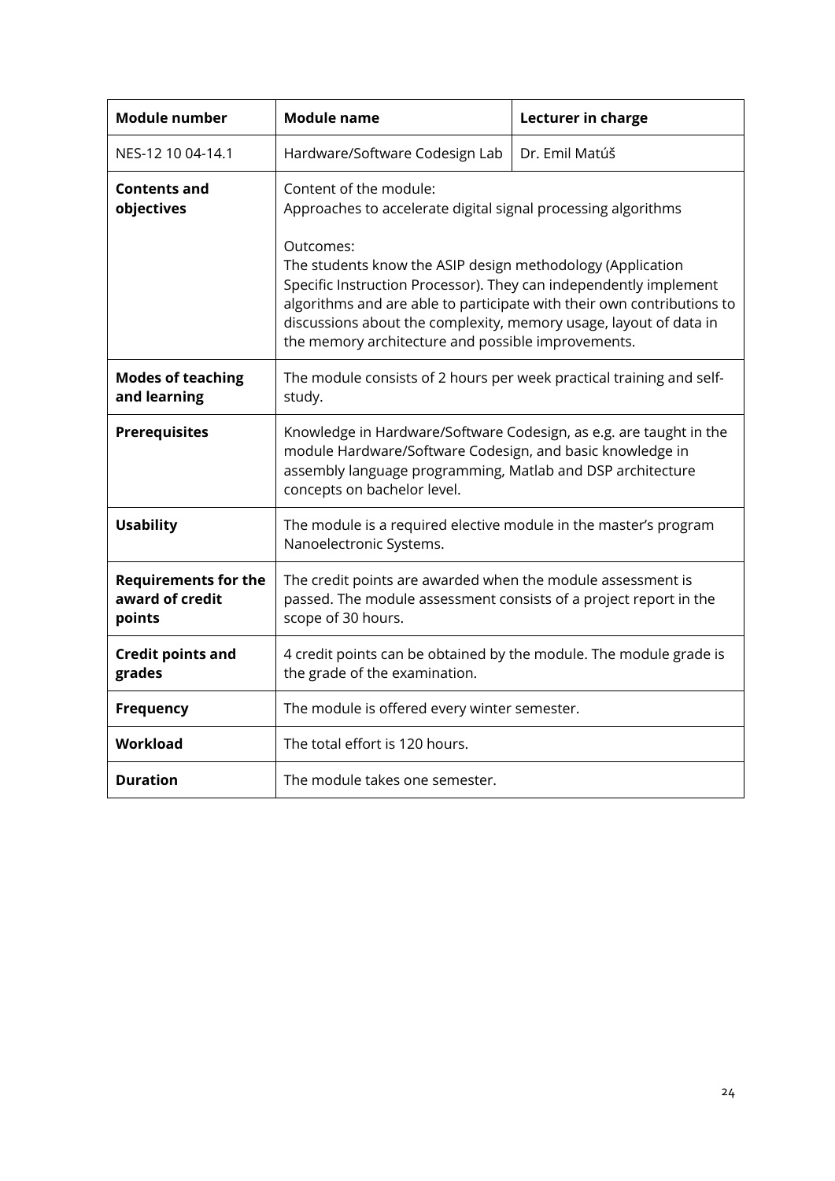| Module number | Module name | Lecturer in charge |
|---|---|---|
| NES-12 10 04-14.1 | Hardware/Software Codesign Lab | Dr. Emil Matúš |
| **Contents and objectives** | Content of the module:<br>Approaches to accelerate digital signal processing algorithms<br><br>Outcomes:<br>The students know the ASIP design methodology (Application Specific Instruction Processor). They can independently implement algorithms and are able to participate with their own contributions to discussions about the complexity, memory usage, layout of data in the memory architecture and possible improvements. | |
| **Modes of teaching and learning** | The module consists of 2 hours per week practical training and self-study. | |
| **Prerequisites** | Knowledge in Hardware/Software Codesign, as e.g. are taught in the module Hardware/Software Codesign, and basic knowledge in assembly language programming, Matlab and DSP architecture concepts on bachelor level. | |
| **Usability** | The module is a required elective module in the master's program Nanoelectronic Systems. | |
| **Requirements for the award of credit points** | The credit points are awarded when the module assessment is passed. The module assessment consists of a project report in the scope of 30 hours. | |
| **Credit points and grades** | 4 credit points can be obtained by the module. The module grade is the grade of the examination. | |
| **Frequency** | The module is offered every winter semester. | |
| **Workload** | The total effort is 120 hours. | |
| **Duration** | The module takes one semester. | |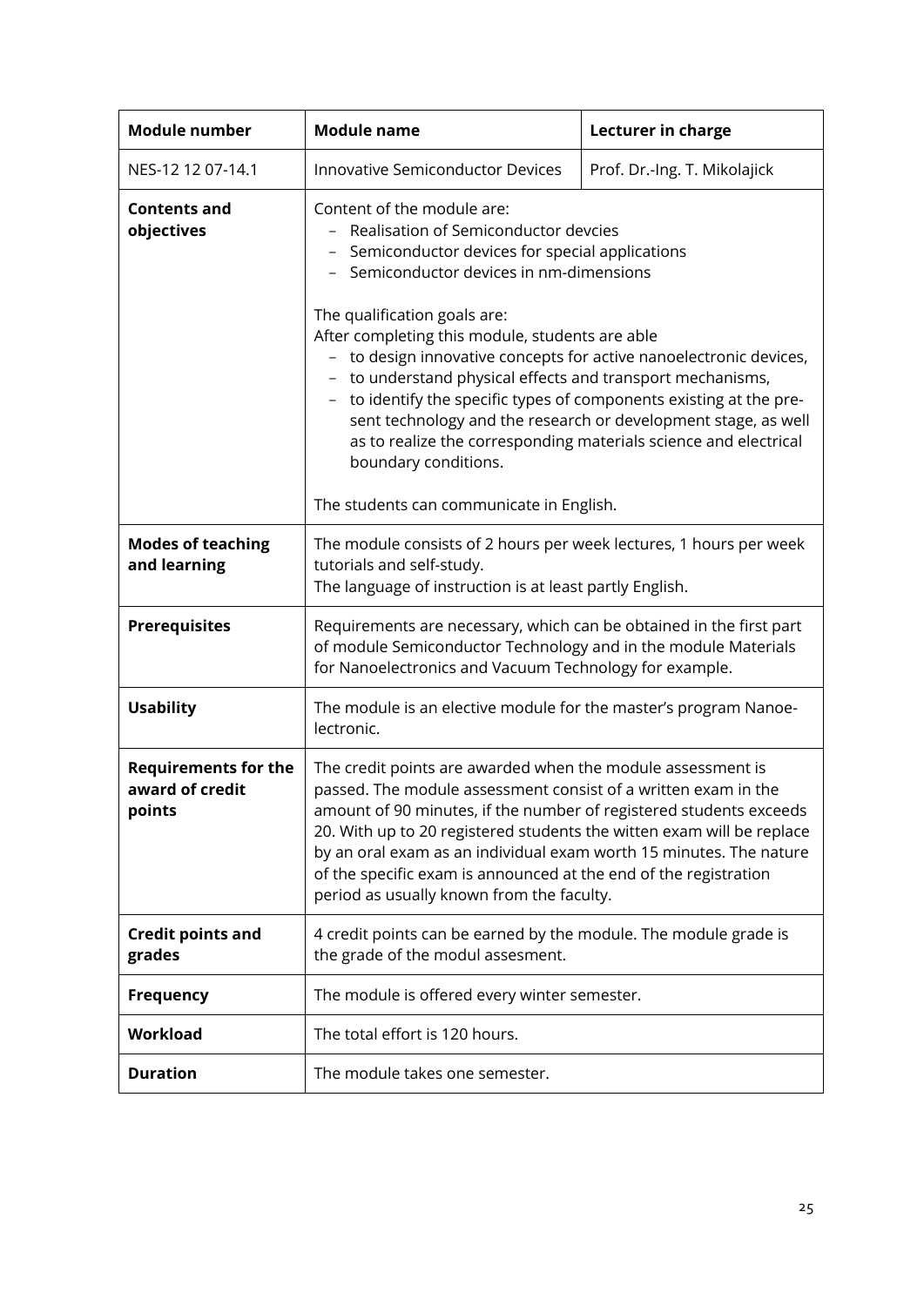| Module number | Module name | Lecturer in charge |
|---|---|---|
| NES-12 12 07-14.1 | Innovative Semiconductor Devices | Prof. Dr.-Ing. T. Mikolajick |
| **Contents and objectives** | Content of the module are:<br>– Realisation of Semiconductor devcies<br>– Semiconductor devices for special applications<br>– Semiconductor devices in nm-dimensions<br><br>The qualification goals are:<br>After completing this module, students are able<br>– to design innovative concepts for active nanoelectronic devices,<br>– to understand physical effects and transport mechanisms,<br>– to identify the specific types of components existing at the present technology and the research or development stage, as well as to realize the corresponding materials science and electrical boundary conditions.<br><br>The students can communicate in English. | |
| **Modes of teaching and learning** | The module consists of 2 hours per week lectures, 1 hours per week tutorials and self-study.<br>The language of instruction is at least partly English. | |
| **Prerequisites** | Requirements are necessary, which can be obtained in the first part of module Semiconductor Technology and in the module Materials for Nanoelectronics and Vacuum Technology for example. | |
| **Usability** | The module is an elective module for the master's program Nanoelectronic. | |
| **Requirements for the award of credit points** | The credit points are awarded when the module assessment is passed. The module assessment consist of a written exam in the amount of 90 minutes, if the number of registered students exceeds 20. With up to 20 registered students the witten exam will be replace by an oral exam as an individual exam worth 15 minutes. The nature of the specific exam is announced at the end of the registration period as usually known from the faculty. | |
| **Credit points and grades** | 4 credit points can be earned by the module. The module grade is the grade of the modul assesment. | |
| **Frequency** | The module is offered every winter semester. | |
| **Workload** | The total effort is 120 hours. | |
| **Duration** | The module takes one semester. | |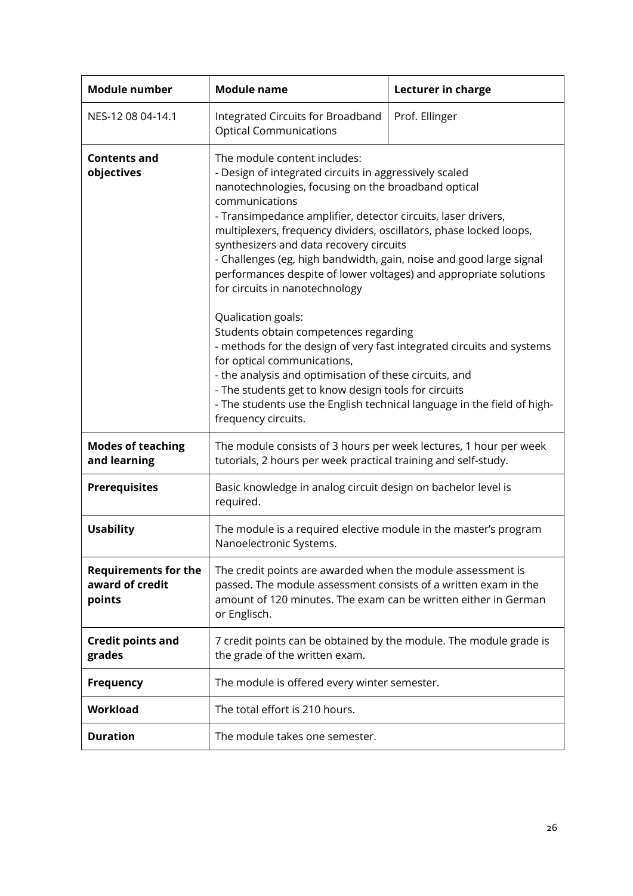| Module number | Module name | Lecturer in charge |
|---|---|---|
| NES-12 08 04-14.1 | Integrated Circuits for Broadband Optical Communications | Prof. Ellinger |
| **Contents and objectives** | The module content includes:<br>- Design of integrated circuits in aggressively scaled nanotechnologies, focusing on the broadband optical communications<br>- Transimpedance amplifier, detector circuits, laser drivers, multiplexers, frequency dividers, oscillators, phase locked loops, synthesizers and data recovery circuits<br>- Challenges (eg, high bandwidth, gain, noise and good large signal performances despite of lower voltages) and appropriate solutions for circuits in nanotechnology<br><br>Qualication goals:<br>Students obtain competences regarding<br>- methods for the design of very fast integrated circuits and systems for optical communications,<br>- the analysis and optimisation of these circuits, and<br>- The students get to know design tools for circuits<br>- The students use the English technical language in the field of high-frequency circuits. | |
| **Modes of teaching and learning** | The module consists of 3 hours per week lectures, 1 hour per week tutorials, 2 hours per week practical training and self-study. | |
| **Prerequisites** | Basic knowledge in analog circuit design on bachelor level is required. | |
| **Usability** | The module is a required elective module in the master's program Nanoelectronic Systems. | |
| **Requirements for the award of credit points** | The credit points are awarded when the module assessment is passed. The module assessment consists of a written exam in the amount of 120 minutes. The exam can be written either in German or Englisch. | |
| **Credit points and grades** | 7 credit points can be obtained by the module. The module grade is the grade of the written exam. | |
| **Frequency** | The module is offered every winter semester. | |
| **Workload** | The total effort is 210 hours. | |
| **Duration** | The module takes one semester. | |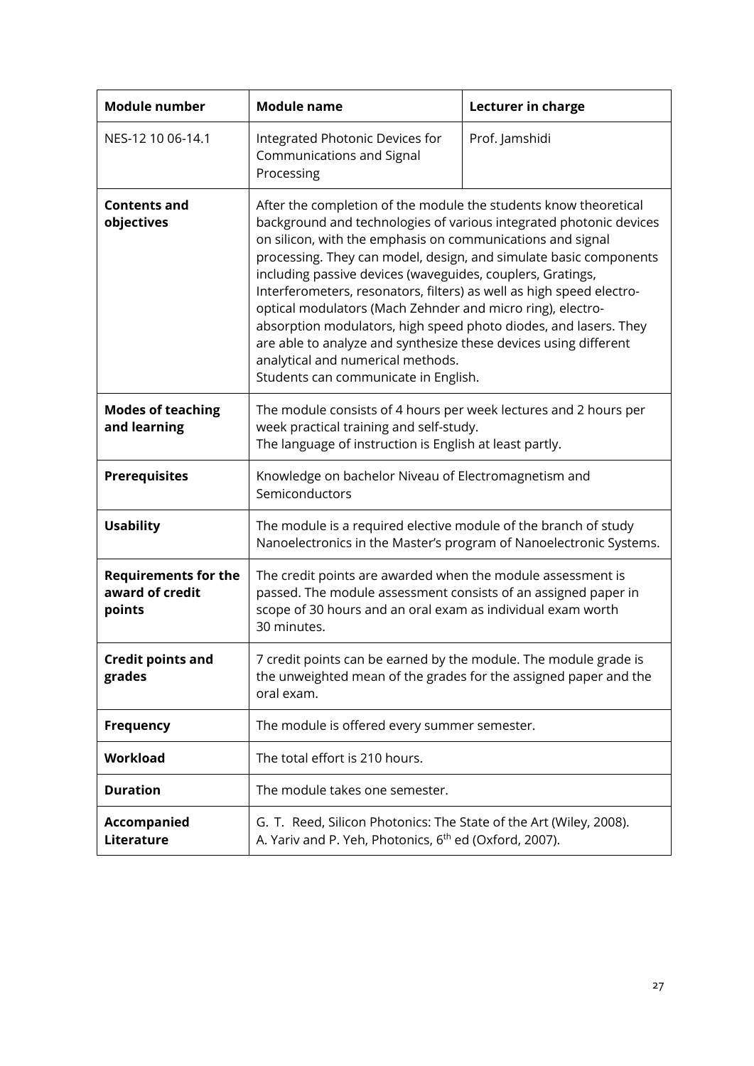| Module number | Module name | Lecturer in charge |
|---|---|---|
| NES-12 10 06-14.1 | Integrated Photonic Devices for Communications and Signal Processing | Prof. Jamshidi |
| **Contents and objectives** | After the completion of the module the students know theoretical background and technologies of various integrated photonic devices on silicon, with the emphasis on communications and signal processing. They can model, design, and simulate basic components including passive devices (waveguides, couplers, Gratings, Interferometers, resonators, filters) as well as high speed electro-optical modulators (Mach Zehnder and micro ring), electro-absorption modulators, high speed photo diodes, and lasers. They are able to analyze and synthesize these devices using different analytical and numerical methods.<br>Students can communicate in English. | |
| **Modes of teaching and learning** | The module consists of 4 hours per week lectures and 2 hours per week practical training and self-study.<br>The language of instruction is English at least partly. | |
| **Prerequisites** | Knowledge on bachelor Niveau of Electromagnetism and Semiconductors | |
| **Usability** | The module is a required elective module of the branch of study Nanoelectronics in the Master's program of Nanoelectronic Systems. | |
| **Requirements for the award of credit points** | The credit points are awarded when the module assessment is passed. The module assessment consists of an assigned paper in scope of 30 hours and an oral exam as individual exam worth 30 minutes. | |
| **Credit points and grades** | 7 credit points can be earned by the module. The module grade is the unweighted mean of the grades for the assigned paper and the oral exam. | |
| **Frequency** | The module is offered every summer semester. | |
| **Workload** | The total effort is 210 hours. | |
| **Duration** | The module takes one semester. | |
| **Accompanied Literature** | G. T. Reed, Silicon Photonics: The State of the Art (Wiley, 2008).<br>A. Yariv and P. Yeh, Photonics, 6th ed (Oxford, 2007). | |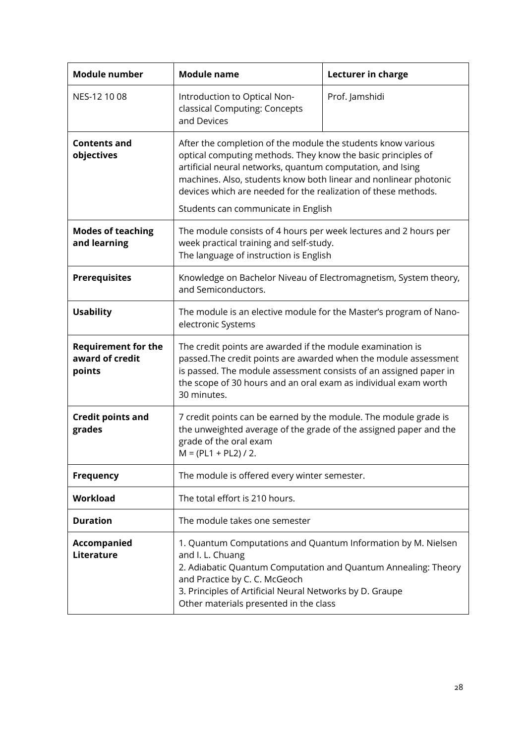| Module number | Module name | Lecturer in charge |
|---|---|---|
| NES-12 10 08 | Introduction to Optical Non-classical Computing: Concepts and Devices | Prof. Jamshidi |
| **Contents and objectives** | After the completion of the module the students know various optical computing methods. They know the basic principles of artificial neural networks, quantum computation, and Ising machines. Also, students know both linear and nonlinear photonic devices which are needed for the realization of these methods.<br><br>Students can communicate in English | |
| **Modes of teaching and learning** | The module consists of 4 hours per week lectures and 2 hours per week practical training and self-study.<br>The language of instruction is English | |
| **Prerequisites** | Knowledge on Bachelor Niveau of Electromagnetism, System theory, and Semiconductors. | |
| **Usability** | The module is an elective module for the Master's program of Nano-electronic Systems | |
| **Requirement for the award of credit points** | The credit points are awarded if the module examination is passed.The credit points are awarded when the module assessment is passed. The module assessment consists of an assigned paper in the scope of 30 hours and an oral exam as individual exam worth 30 minutes. | |
| **Credit points and grades** | 7 credit points can be earned by the module. The module grade is the unweighted average of the grade of the assigned paper and the grade of the oral exam<br>$M = (PL1 + PL2) / 2$. | |
| **Frequency** | The module is offered every winter semester. | |
| **Workload** | The total effort is 210 hours. | |
| **Duration** | The module takes one semester | |
| **Accompanied Literature** | 1. Quantum Computations and Quantum Information by M. Nielsen and I. L. Chuang<br>2. Adiabatic Quantum Computation and Quantum Annealing: Theory and Practice by C. C. McGeoch<br>3. Principles of Artificial Neural Networks by D. Graupe<br>Other materials presented in the class | |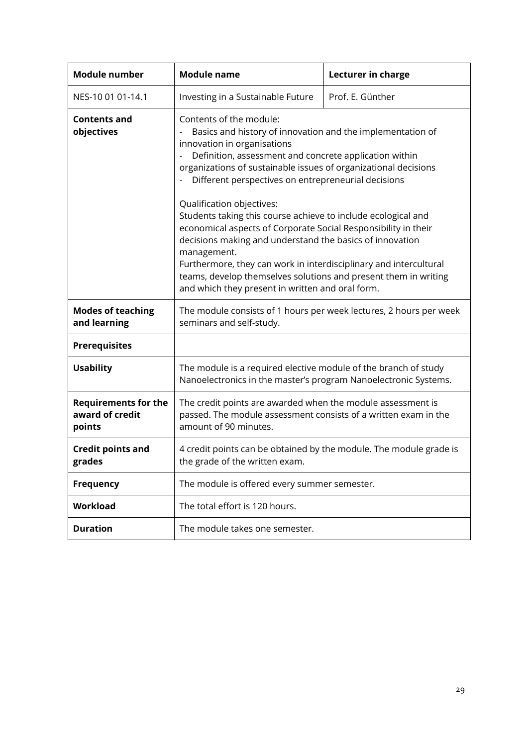| Module number | Module name | Lecturer in charge |
|---|---|---|
| NES-10 01 01-14.1 | Investing in a Sustainable Future | Prof. E. Günther |
| **Contents and objectives** | Contents of the module:<br>- Basics and history of innovation and the implementation of innovation in organisations<br>- Definition, assessment and concrete application within organizations of sustainable issues of organizational decisions<br>- Different perspectives on entrepreneurial decisions<br><br>Qualification objectives:<br>Students taking this course achieve to include ecological and economical aspects of Corporate Social Responsibility in their decisions making and understand the basics of innovation management.<br>Furthermore, they can work in interdisciplinary and intercultural teams, develop themselves solutions and present them in writing and which they present in written and oral form. | |
| **Modes of teaching and learning** | The module consists of 1 hours per week lectures, 2 hours per week seminars and self-study. | |
| **Prerequisites** | | |
| **Usability** | The module is a required elective module of the branch of study Nanoelectronics in the master's program Nanoelectronic Systems. | |
| **Requirements for the award of credit points** | The credit points are awarded when the module assessment is passed. The module assessment consists of a written exam in the amount of 90 minutes. | |
| **Credit points and grades** | 4 credit points can be obtained by the module. The module grade is the grade of the written exam. | |
| **Frequency** | The module is offered every summer semester. | |
| **Workload** | The total effort is 120 hours. | |
| **Duration** | The module takes one semester. | |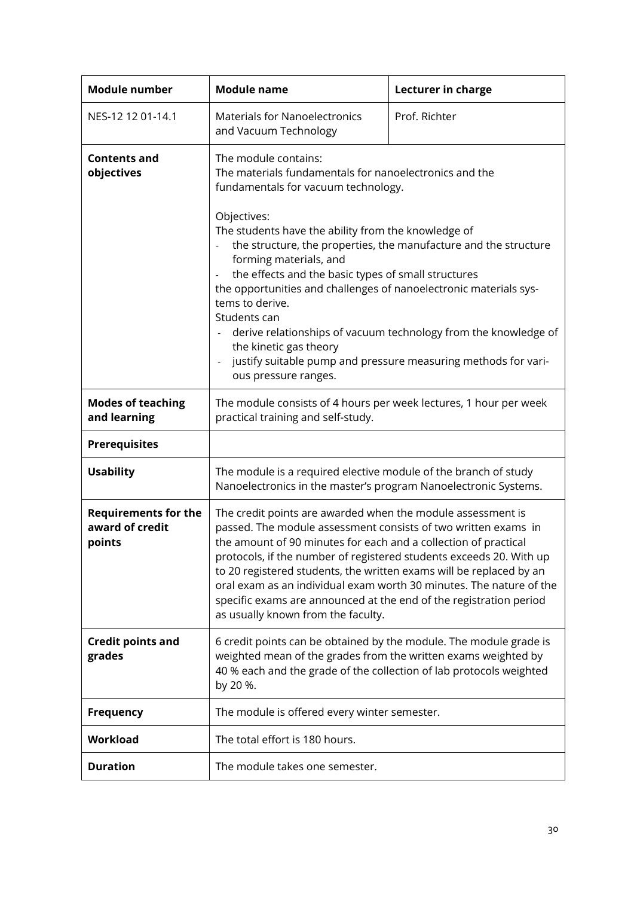| Module number | Module name | Lecturer in charge |
|---|---|---|
| NES-12 12 01-14.1 | Materials for Nanoelectronics and Vacuum Technology | Prof. Richter |
| **Contents and objectives** | The module contains:<br>The materials fundamentals for nanoelectronics and the fundamentals for vacuum technology.<br><br>Objectives:<br>The students have the ability from the knowledge of<br>- the structure, the properties, the manufacture and the structure forming materials, and<br>- the effects and the basic types of small structures<br>the opportunities and challenges of nanoelectronic materials systems to derive.<br>Students can<br>- derive relationships of vacuum technology from the knowledge of the kinetic gas theory<br>- justify suitable pump and pressure measuring methods for various pressure ranges. | |
| **Modes of teaching and learning** | The module consists of 4 hours per week lectures, 1 hour per week practical training and self-study. | |
| **Prerequisites** | | |
| **Usability** | The module is a required elective module of the branch of study Nanoelectronics in the master's program Nanoelectronic Systems. | |
| **Requirements for the award of credit points** | The credit points are awarded when the module assessment is passed. The module assessment consists of two written exams in the amount of 90 minutes for each and a collection of practical protocols, if the number of registered students exceeds 20. With up to 20 registered students, the written exams will be replaced by an oral exam as an individual exam worth 30 minutes. The nature of the specific exams are announced at the end of the registration period as usually known from the faculty. | |
| **Credit points and grades** | 6 credit points can be obtained by the module. The module grade is weighted mean of the grades from the written exams weighted by 40 % each and the grade of the collection of lab protocols weighted by 20 %. | |
| **Frequency** | The module is offered every winter semester. | |
| **Workload** | The total effort is 180 hours. | |
| **Duration** | The module takes one semester. | |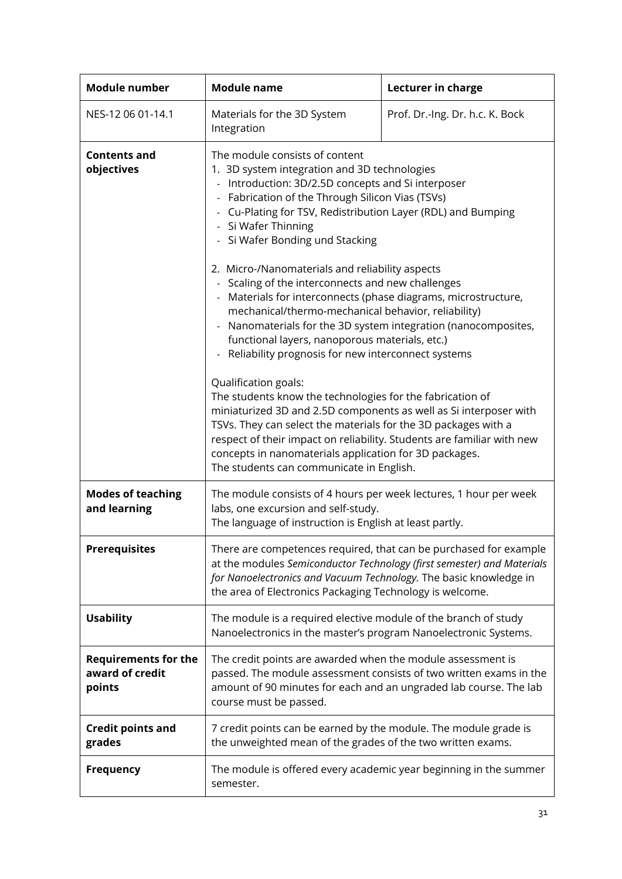| Module number | Module name | Lecturer in charge |
| --- | --- | --- |
| NES-12 06 01-14.1 | Materials for the 3D System Integration | Prof. Dr.-Ing. Dr. h.c. K. Bock |
| **Contents and objectives** | The module consists of content<br>1. 3D system integration and 3D technologies<br>- Introduction: 3D/2.5D concepts and Si interposer<br>- Fabrication of the Through Silicon Vias (TSVs)<br>- Cu-Plating for TSV, Redistribution Layer (RDL) and Bumping<br>- Si Wafer Thinning<br>- Si Wafer Bonding und Stacking<br><br>2. Micro-/Nanomaterials and reliability aspects<br>- Scaling of the interconnects and new challenges<br>- Materials for interconnects (phase diagrams, microstructure, mechanical/thermo-mechanical behavior, reliability)<br>- Nanomaterials for the 3D system integration (nanocomposites, functional layers, nanoporous materials, etc.)<br>- Reliability prognosis for new interconnect systems<br><br>Qualification goals:<br>The students know the technologies for the fabrication of miniaturized 3D and 2.5D components as well as Si interposer with TSVs. They can select the materials for the 3D packages with a respect of their impact on reliability. Students are familiar with new concepts in nanomaterials application for 3D packages.<br>The students can communicate in English. | |
| **Modes of teaching and learning** | The module consists of 4 hours per week lectures, 1 hour per week labs, one excursion and self-study.<br>The language of instruction is English at least partly. | |
| **Prerequisites** | There are competences required, that can be purchased for example at the modules *Semiconductor Technology (first semester) and Materials for Nanoelectronics and Vacuum Technology.* The basic knowledge in the area of Electronics Packaging Technology is welcome. | |
| **Usability** | The module is a required elective module of the branch of study Nanoelectronics in the master's program Nanoelectronic Systems. | |
| **Requirements for the award of credit points** | The credit points are awarded when the module assessment is passed. The module assessment consists of two written exams in the amount of 90 minutes for each and an ungraded lab course. The lab course must be passed. | |
| **Credit points and grades** | 7 credit points can be earned by the module. The module grade is the unweighted mean of the grades of the two written exams. | |
| **Frequency** | The module is offered every academic year beginning in the summer semester. | |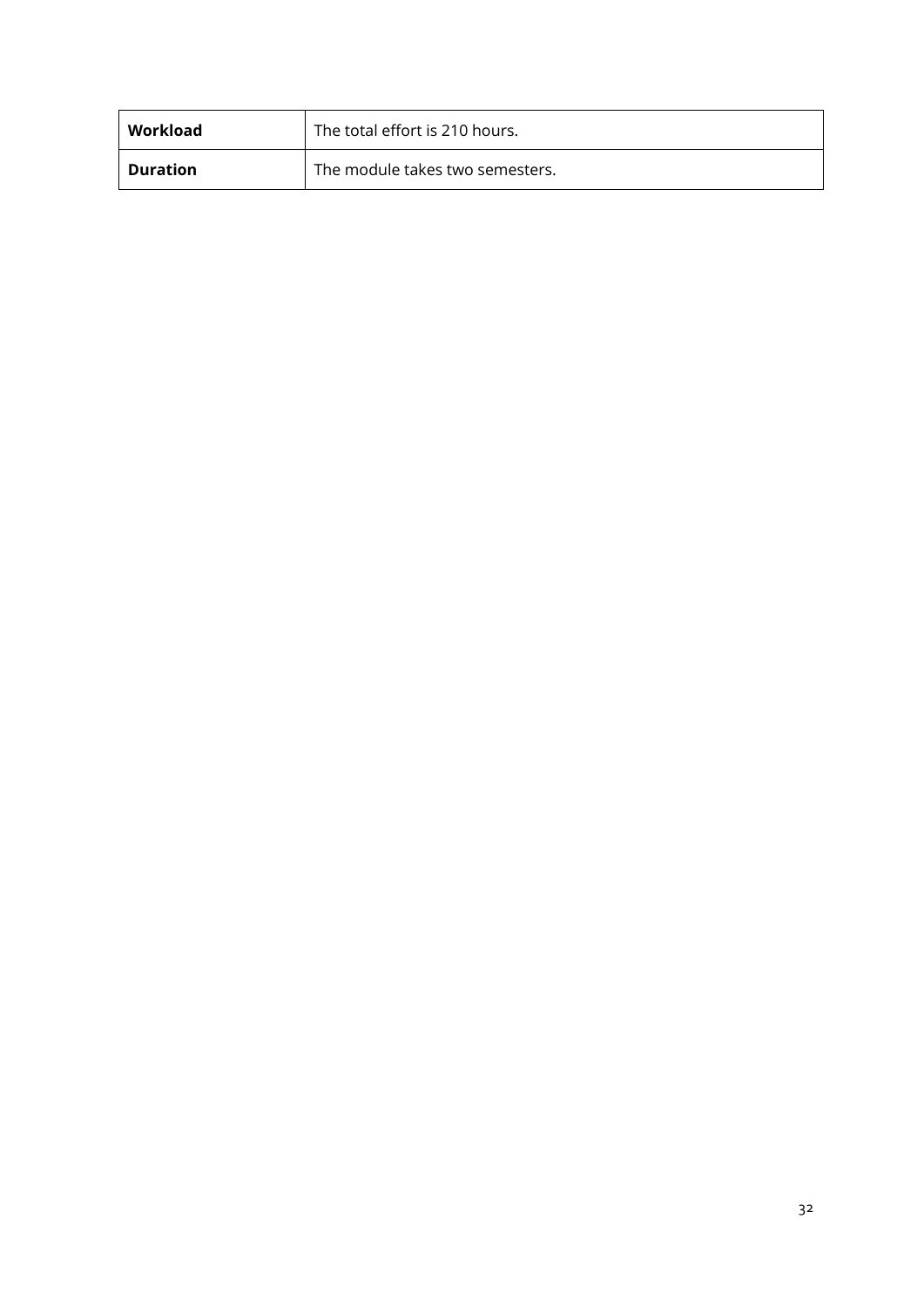| **Workload** | The total effort is 210 hours. |
| --- | --- |
| **Duration** | The module takes two semesters. |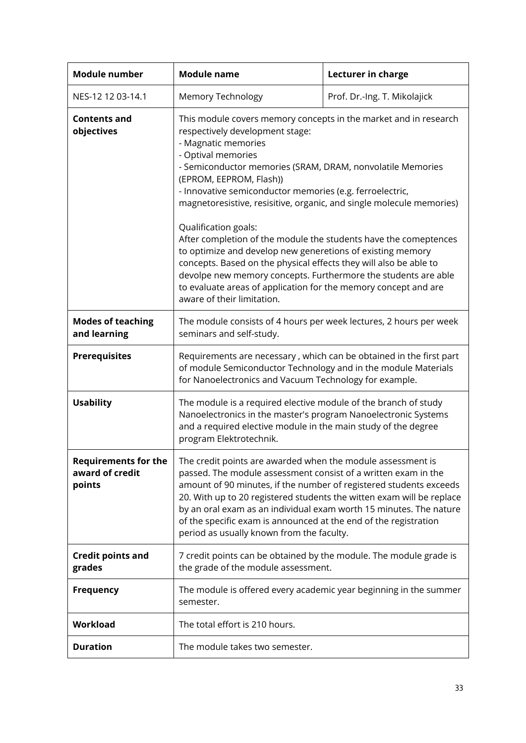| Module number | Module name | Lecturer in charge |
|---|---|---|
| NES-12 12 03-14.1 | Memory Technology | Prof. Dr.-Ing. T. Mikolajick |
| **Contents and objectives** | This module covers memory concepts in the market and in research respectively development stage:<br>- Magnatic memories<br>- Optival memories<br>- Semiconductor memories (SRAM, DRAM, nonvolatile Memories (EPROM, EEPROM, Flash))<br>- Innovative semiconductor memories (e.g. ferroelectric, magnetoresistive, resisitive, organic, and single molecule memories)<br><br>Qualification goals:<br>After completion of the module the students have the comeptences to optimize and develop new generetions of existing memory concepts. Based on the physical effects they will also be able to devolpe new memory concepts. Furthermore the students are able to evaluate areas of application for the memory concept and are aware of their limitation. | |
| **Modes of teaching and learning** | The module consists of 4 hours per week lectures, 2 hours per week seminars and self-study. | |
| **Prerequisites** | Requirements are necessary , which can be obtained in the first part of module Semiconductor Technology and in the module Materials for Nanoelectronics and Vacuum Technology for example. | |
| **Usability** | The module is a required elective module of the branch of study Nanoelectronics in the master's program Nanoelectronic Systems and a required elective module in the main study of the degree program Elektrotechnik. | |
| **Requirements for the award of credit points** | The credit points are awarded when the module assessment is passed. The module assessment consist of a written exam in the amount of 90 minutes, if the number of registered students exceeds 20. With up to 20 registered students the witten exam will be replace by an oral exam as an individual exam worth 15 minutes. The nature of the specific exam is announced at the end of the registration period as usually known from the faculty. | |
| **Credit points and grades** | 7 credit points can be obtained by the module. The module grade is the grade of the module assessment. | |
| **Frequency** | The module is offered every academic year beginning in the summer semester. | |
| **Workload** | The total effort is 210 hours. | |
| **Duration** | The module takes two semester. | |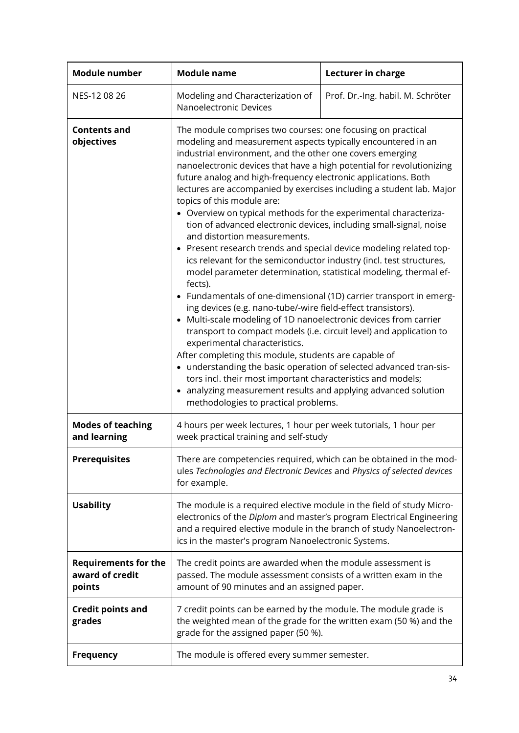| **Module number** | **Module name** | **Lecturer in charge** |
|---|---|---|
| NES-12 08 26 | Modeling and Characterization of Nanoelectronic Devices | Prof. Dr.-Ing. habil. M. Schröter |
| **Contents and objectives** | The module comprises two courses: one focusing on practical modeling and measurement aspects typically encountered in an industrial environment, and the other one covers emerging nanoelectronic devices that have a high potential for revolutionizing future analog and high-frequency electronic applications. Both lectures are accompanied by exercises including a student lab. Major topics of this module are:<br>• Overview on typical methods for the experimental characterization of advanced electronic devices, including small-signal, noise and distortion measurements.<br>• Present research trends and special device modeling related topics relevant for the semiconductor industry (incl. test structures, model parameter determination, statistical modeling, thermal effects).<br>• Fundamentals of one-dimensional (1D) carrier transport in emerging devices (e.g. nano-tube/-wire field-effect transistors).<br>• Multi-scale modeling of 1D nanoelectronic devices from carrier transport to compact models (i.e. circuit level) and application to experimental characteristics.<br>After completing this module, students are capable of<br>• understanding the basic operation of selected advanced transistors incl. their most important characteristics and models;<br>• analyzing measurement results and applying advanced solution methodologies to practical problems. | |
| **Modes of teaching and learning** | 4 hours per week lectures, 1 hour per week tutorials, 1 hour per week practical training and self-study | |
| **Prerequisites** | There are competencies required, which can be obtained in the modules *Technologies and Electronic Devices* and *Physics of selected devices* for example. | |
| **Usability** | The module is a required elective module in the field of study Microelectronics of the *Diplom* and master's program Electrical Engineering and a required elective module in the branch of study Nanoelectronics in the master's program Nanoelectronic Systems. | |
| **Requirements for the award of credit points** | The credit points are awarded when the module assessment is passed. The module assessment consists of a written exam in the amount of 90 minutes and an assigned paper. | |
| **Credit points and grades** | 7 credit points can be earned by the module. The module grade is the weighted mean of the grade for the written exam (50 %) and the grade for the assigned paper (50 %). | |
| **Frequency** | The module is offered every summer semester. | |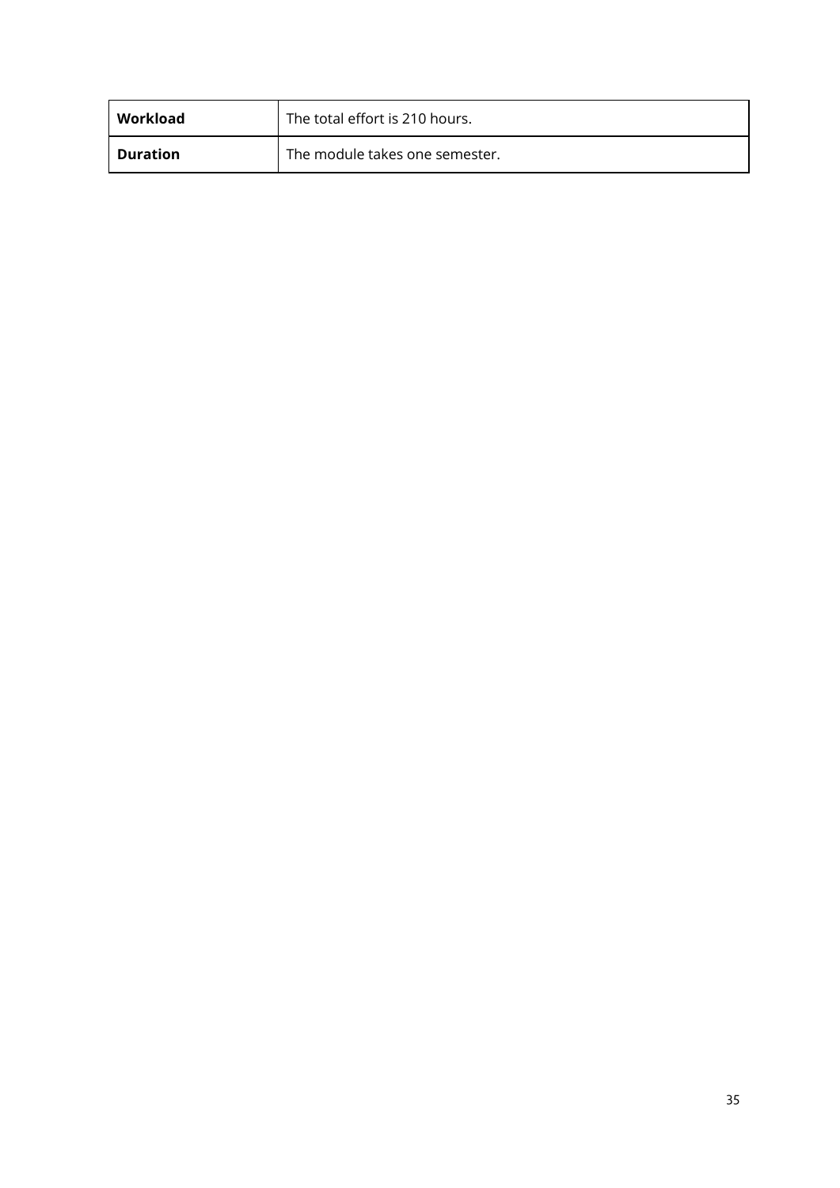| **Workload** | The total effort is 210 hours. |
|---|---|
| **Duration** | The module takes one semester. |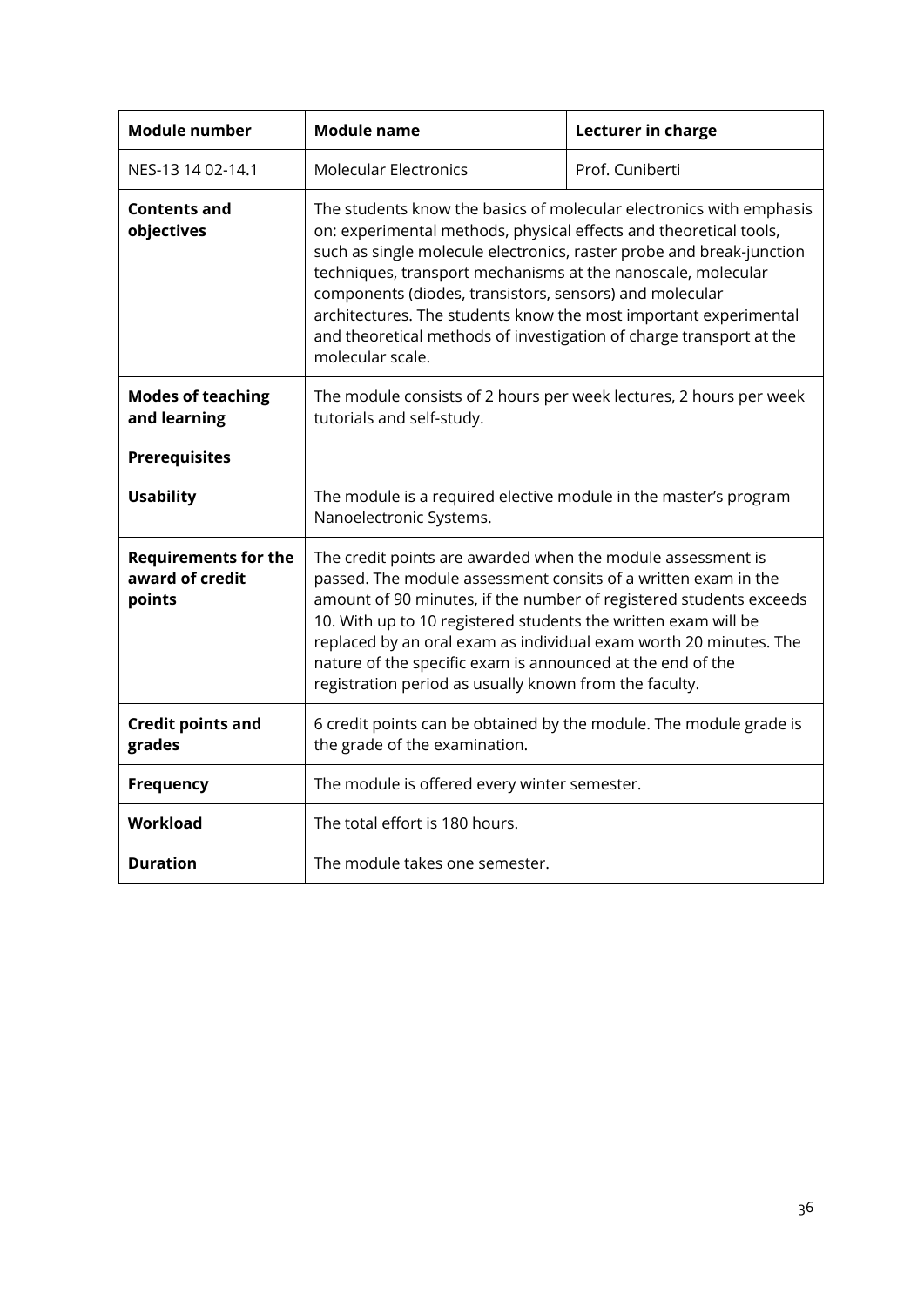| **Module number** | **Module name** | **Lecturer in charge** |
|---|---|---|
| NES-13 14 02-14.1 | Molecular Electronics | Prof. Cuniberti |
| **Contents and objectives** | The students know the basics of molecular electronics with emphasis on: experimental methods, physical effects and theoretical tools, such as single molecule electronics, raster probe and break-junction techniques, transport mechanisms at the nanoscale, molecular components (diodes, transistors, sensors) and molecular architectures. The students know the most important experimental and theoretical methods of investigation of charge transport at the molecular scale. | |
| **Modes of teaching and learning** | The module consists of 2 hours per week lectures, 2 hours per week tutorials and self-study. | |
| **Prerequisites** | | |
| **Usability** | The module is a required elective module in the master's program Nanoelectronic Systems. | |
| **Requirements for the award of credit points** | The credit points are awarded when the module assessment is passed. The module assessment consits of a written exam in the amount of 90 minutes, if the number of registered students exceeds 10. With up to 10 registered students the written exam will be replaced by an oral exam as individual exam worth 20 minutes. The nature of the specific exam is announced at the end of the registration period as usually known from the faculty. | |
| **Credit points and grades** | 6 credit points can be obtained by the module. The module grade is the grade of the examination. | |
| **Frequency** | The module is offered every winter semester. | |
| **Workload** | The total effort is 180 hours. | |
| **Duration** | The module takes one semester. | |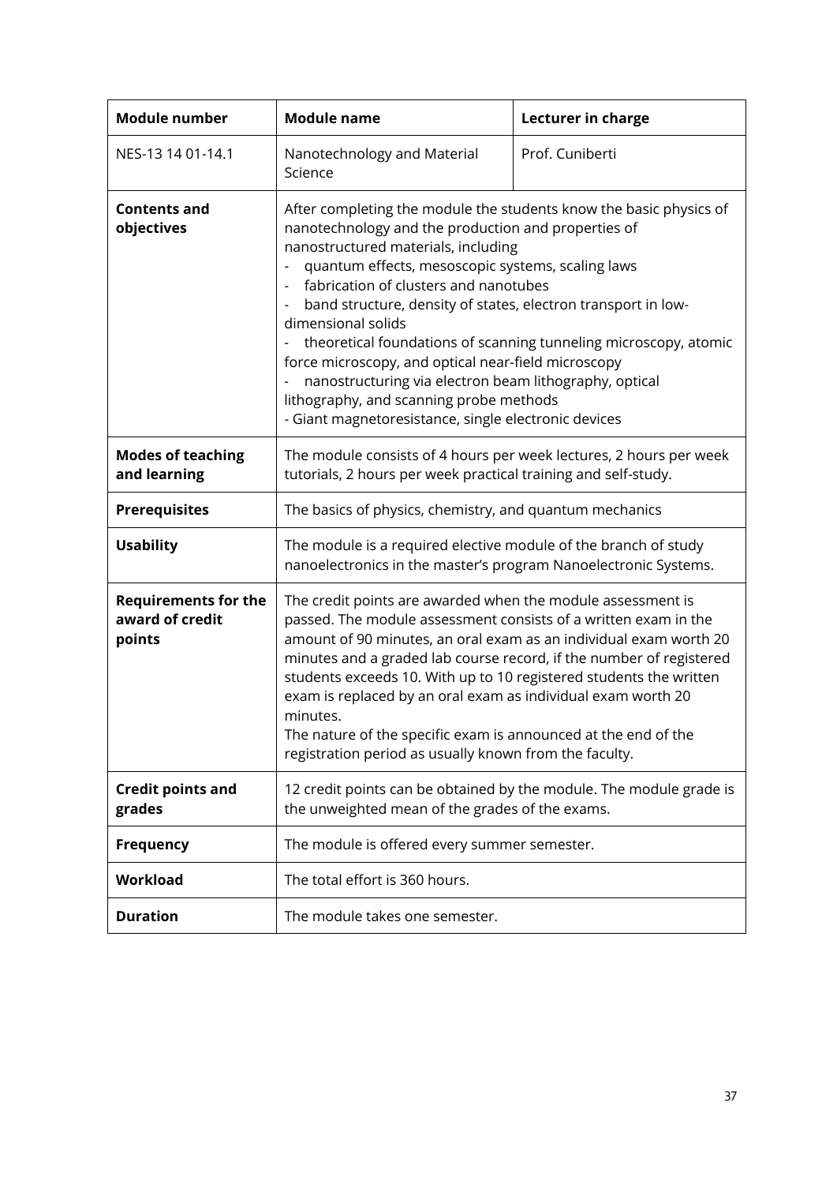| **Module number** | **Module name** | **Lecturer in charge** |
|---|---|---|
| NES-13 14 01-14.1 | Nanotechnology and Material Science | Prof. Cuniberti |
| **Contents and objectives** | After completing the module the students know the basic physics of nanotechnology and the production and properties of nanostructured materials, including<br>- quantum effects, mesoscopic systems, scaling laws<br>- fabrication of clusters and nanotubes<br>- band structure, density of states, electron transport in low-dimensional solids<br>- theoretical foundations of scanning tunneling microscopy, atomic force microscopy, and optical near-field microscopy<br>- nanostructuring via electron beam lithography, optical lithography, and scanning probe methods<br>- Giant magnetoresistance, single electronic devices | |
| **Modes of teaching and learning** | The module consists of 4 hours per week lectures, 2 hours per week tutorials, 2 hours per week practical training and self-study. | |
| **Prerequisites** | The basics of physics, chemistry, and quantum mechanics | |
| **Usability** | The module is a required elective module of the branch of study nanoelectronics in the master's program Nanoelectronic Systems. | |
| **Requirements for the award of credit points** | The credit points are awarded when the module assessment is passed. The module assessment consists of a written exam in the amount of 90 minutes, an oral exam as an individual exam worth 20 minutes and a graded lab course record, if the number of registered students exceeds 10. With up to 10 registered students the written exam is replaced by an oral exam as individual exam worth 20 minutes.<br>The nature of the specific exam is announced at the end of the registration period as usually known from the faculty. | |
| **Credit points and grades** | 12 credit points can be obtained by the module. The module grade is the unweighted mean of the grades of the exams. | |
| **Frequency** | The module is offered every summer semester. | |
| **Workload** | The total effort is 360 hours. | |
| **Duration** | The module takes one semester. | |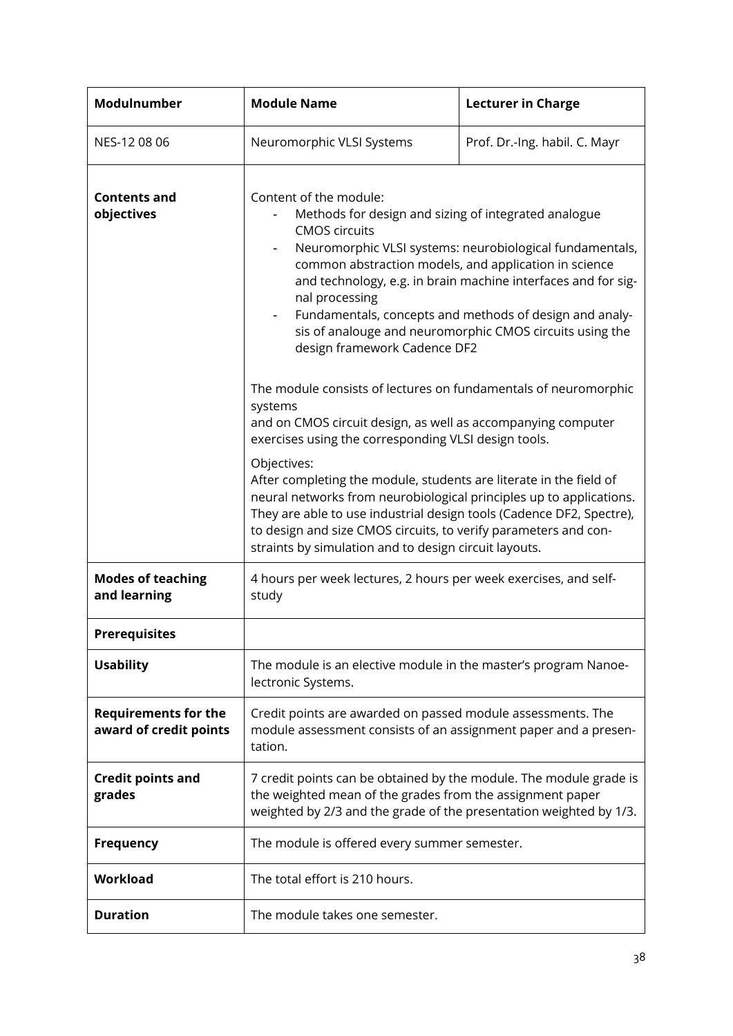| Modulnumber | Module Name | Lecturer in Charge |
|---|---|---|
| NES-12 08 06 | Neuromorphic VLSI Systems | Prof. Dr.-Ing. habil. C. Mayr |
| **Contents and objectives** | Content of the module:<br>- Methods for design and sizing of integrated analogue CMOS circuits<br>- Neuromorphic VLSI systems: neurobiological fundamentals, common abstraction models, and application in science and technology, e.g. in brain machine interfaces and for signal processing<br>- Fundamentals, concepts and methods of design and analysis of analouge and neuromorphic CMOS circuits using the design framework Cadence DF2<br><br>The module consists of lectures on fundamentals of neuromorphic systems<br>and on CMOS circuit design, as well as accompanying computer exercises using the corresponding VLSI design tools.<br><br>Objectives:<br>After completing the module, students are literate in the field of neural networks from neurobiological principles up to applications. They are able to use industrial design tools (Cadence DF2, Spectre), to design and size CMOS circuits, to verify parameters and constraints by simulation and to design circuit layouts. | |
| **Modes of teaching and learning** | 4 hours per week lectures, 2 hours per week exercises, and self-study | |
| **Prerequisites** | | |
| **Usability** | The module is an elective module in the master's program Nanoelectronic Systems. | |
| **Requirements for the award of credit points** | Credit points are awarded on passed module assessments. The module assessment consists of an assignment paper and a presentation. | |
| **Credit points and grades** | 7 credit points can be obtained by the module. The module grade is the weighted mean of the grades from the assignment paper weighted by 2/3 and the grade of the presentation weighted by 1/3. | |
| **Frequency** | The module is offered every summer semester. | |
| **Workload** | The total effort is 210 hours. | |
| **Duration** | The module takes one semester. | |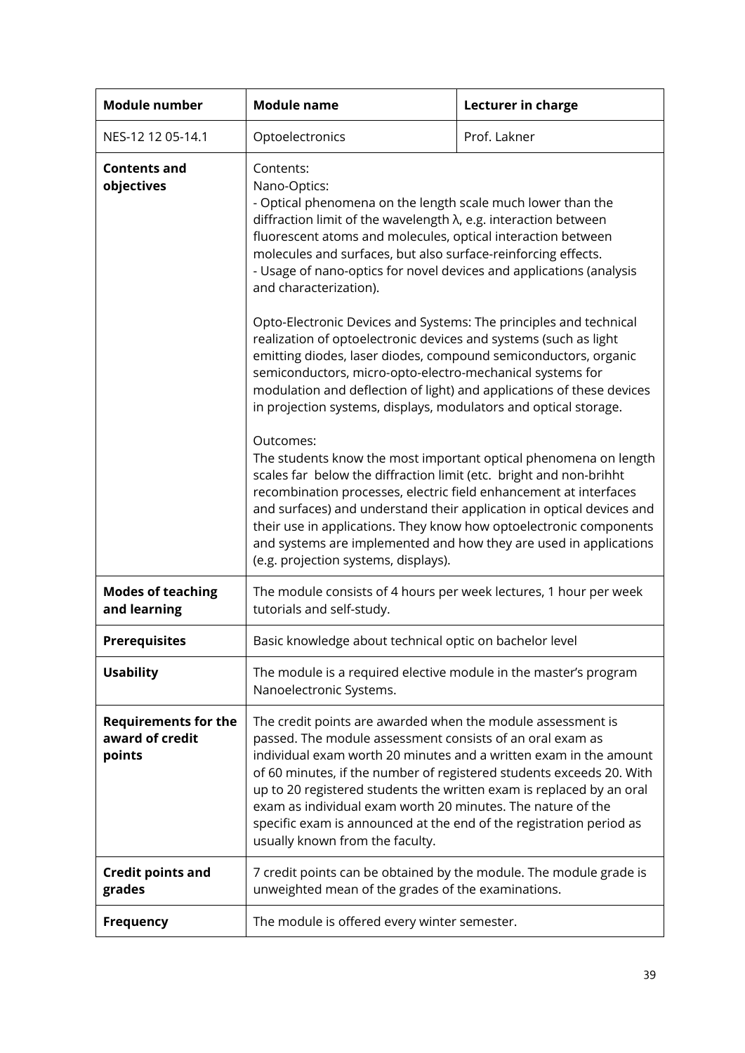| Module number | Module name | Lecturer in charge |
| --- | --- | --- |
| NES-12 12 05-14.1 | Optoelectronics | Prof. Lakner |
| **Contents and objectives** | Contents:<br>Nano-Optics:<br>- Optical phenomena on the length scale much lower than the diffraction limit of the wavelength λ, e.g. interaction between fluorescent atoms and molecules, optical interaction between molecules and surfaces, but also surface-reinforcing effects.<br>- Usage of nano-optics for novel devices and applications (analysis and characterization).<br><br>Opto-Electronic Devices and Systems: The principles and technical realization of optoelectronic devices and systems (such as light emitting diodes, laser diodes, compound semiconductors, organic semiconductors, micro-opto-electro-mechanical systems for modulation and deflection of light) and applications of these devices in projection systems, displays, modulators and optical storage.<br><br>Outcomes:<br>The students know the most important optical phenomena on length scales far below the diffraction limit (etc. bright and non-brihht recombination processes, electric field enhancement at interfaces and surfaces) and understand their application in optical devices and their use in applications. They know how optoelectronic components and systems are implemented and how they are used in applications (e.g. projection systems, displays). | |
| **Modes of teaching and learning** | The module consists of 4 hours per week lectures, 1 hour per week tutorials and self-study. | |
| **Prerequisites** | Basic knowledge about technical optic on bachelor level | |
| **Usability** | The module is a required elective module in the master's program Nanoelectronic Systems. | |
| **Requirements for the award of credit points** | The credit points are awarded when the module assessment is passed. The module assessment consists of an oral exam as individual exam worth 20 minutes and a written exam in the amount of 60 minutes, if the number of registered students exceeds 20. With up to 20 registered students the written exam is replaced by an oral exam as individual exam worth 20 minutes. The nature of the specific exam is announced at the end of the registration period as usually known from the faculty. | |
| **Credit points and grades** | 7 credit points can be obtained by the module. The module grade is unweighted mean of the grades of the examinations. | |
| **Frequency** | The module is offered every winter semester. | |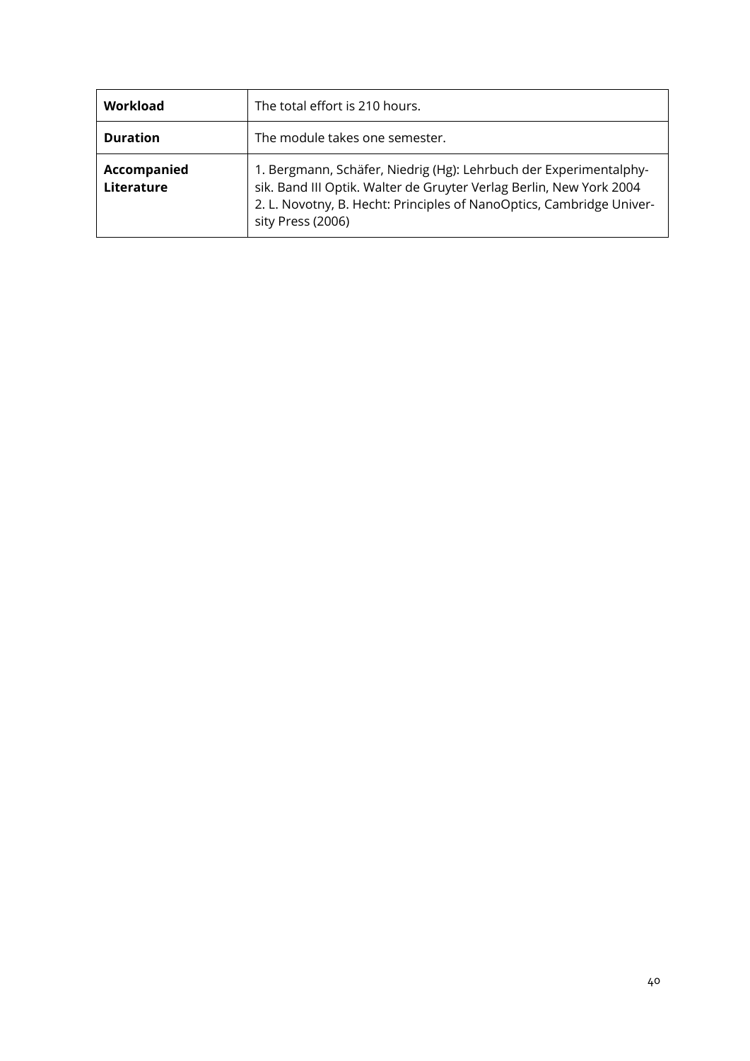| | |
|---|---|
| **Workload** | The total effort is 210 hours. |
| **Duration** | The module takes one semester. |
| **Accompanied Literature** | 1. Bergmann, Schäfer, Niedrig (Hg): Lehrbuch der Experimentalphysik. Band III Optik. Walter de Gruyter Verlag Berlin, New York 2004<br>2. L. Novotny, B. Hecht: Principles of NanoOptics, Cambridge University Press (2006) |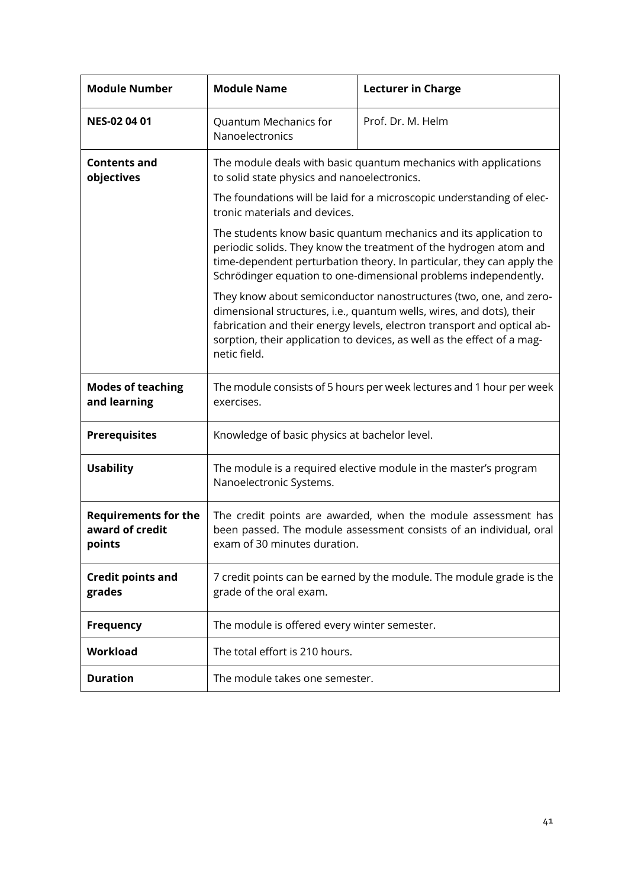| **Module Number** | **Module Name** | **Lecturer in Charge** |
|---|---|---|
| **NES-02 04 01** | Quantum Mechanics for Nanoelectronics | Prof. Dr. M. Helm |
| **Contents and objectives** | The module deals with basic quantum mechanics with applications to solid state physics and nanoelectronics.<br><br>The foundations will be laid for a microscopic understanding of electronic materials and devices.<br><br>The students know basic quantum mechanics and its application to periodic solids. They know the treatment of the hydrogen atom and time-dependent perturbation theory. In particular, they can apply the Schrödinger equation to one-dimensional problems independently.<br><br>They know about semiconductor nanostructures (two, one, and zero-dimensional structures, i.e., quantum wells, wires, and dots), their fabrication and their energy levels, electron transport and optical absorption, their application to devices, as well as the effect of a magnetic field. | |
| **Modes of teaching and learning** | The module consists of 5 hours per week lectures and 1 hour per week exercises. | |
| **Prerequisites** | Knowledge of basic physics at bachelor level. | |
| **Usability** | The module is a required elective module in the master's program Nanoelectronic Systems. | |
| **Requirements for the award of credit points** | The credit points are awarded, when the module assessment has been passed. The module assessment consists of an individual, oral exam of 30 minutes duration. | |
| **Credit points and grades** | 7 credit points can be earned by the module. The module grade is the grade of the oral exam. | |
| **Frequency** | The module is offered every winter semester. | |
| **Workload** | The total effort is 210 hours. | |
| **Duration** | The module takes one semester. | |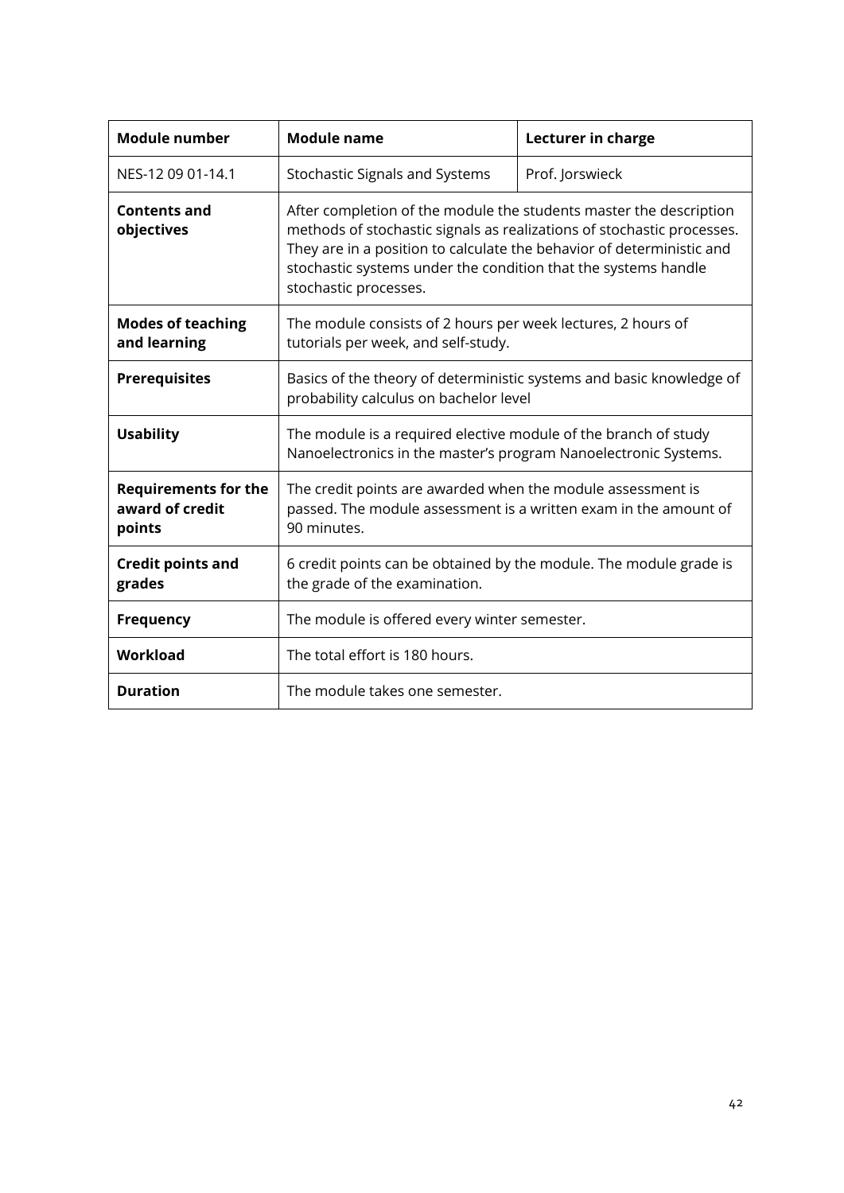| Module number | Module name | Lecturer in charge |
|---|---|---|
| NES-12 09 01-14.1 | Stochastic Signals and Systems | Prof. Jorswieck |
| **Contents and objectives** | After completion of the module the students master the description methods of stochastic signals as realizations of stochastic processes. They are in a position to calculate the behavior of deterministic and stochastic systems under the condition that the systems handle stochastic processes. | |
| **Modes of teaching and learning** | The module consists of 2 hours per week lectures, 2 hours of tutorials per week, and self-study. | |
| **Prerequisites** | Basics of the theory of deterministic systems and basic knowledge of probability calculus on bachelor level | |
| **Usability** | The module is a required elective module of the branch of study Nanoelectronics in the master's program Nanoelectronic Systems. | |
| **Requirements for the award of credit points** | The credit points are awarded when the module assessment is passed. The module assessment is a written exam in the amount of 90 minutes. | |
| **Credit points and grades** | 6 credit points can be obtained by the module. The module grade is the grade of the examination. | |
| **Frequency** | The module is offered every winter semester. | |
| **Workload** | The total effort is 180 hours. | |
| **Duration** | The module takes one semester. | |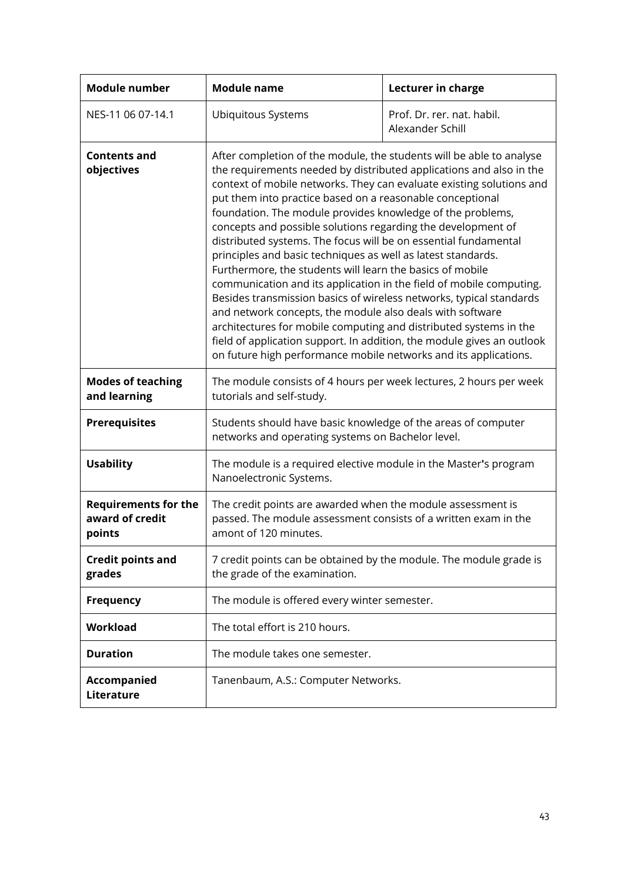| **Module number** | **Module name** | **Lecturer in charge** |
|---|---|---|
| NES-11 06 07-14.1 | Ubiquitous Systems | Prof. Dr. rer. nat. habil. Alexander Schill |
| **Contents and objectives** | After completion of the module, the students will be able to analyse the requirements needed by distributed applications and also in the context of mobile networks. They can evaluate existing solutions and put them into practice based on a reasonable conceptional foundation. The module provides knowledge of the problems, concepts and possible solutions regarding the development of distributed systems. The focus will be on essential fundamental principles and basic techniques as well as latest standards. Furthermore, the students will learn the basics of mobile communication and its application in the field of mobile computing. Besides transmission basics of wireless networks, typical standards and network concepts, the module also deals with software architectures for mobile computing and distributed systems in the field of application support. In addition, the module gives an outlook on future high performance mobile networks and its applications. | |
| **Modes of teaching and learning** | The module consists of 4 hours per week lectures, 2 hours per week tutorials and self-study. | |
| **Prerequisites** | Students should have basic knowledge of the areas of computer networks and operating systems on Bachelor level. | |
| **Usability** | The module is a required elective module in the Master's program Nanoelectronic Systems. | |
| **Requirements for the award of credit points** | The credit points are awarded when the module assessment is passed. The module assessment consists of a written exam in the amont of 120 minutes. | |
| **Credit points and grades** | 7 credit points can be obtained by the module. The module grade is the grade of the examination. | |
| **Frequency** | The module is offered every winter semester. | |
| **Workload** | The total effort is 210 hours. | |
| **Duration** | The module takes one semester. | |
| **Accompanied Literature** | Tanenbaum, A.S.: Computer Networks. | |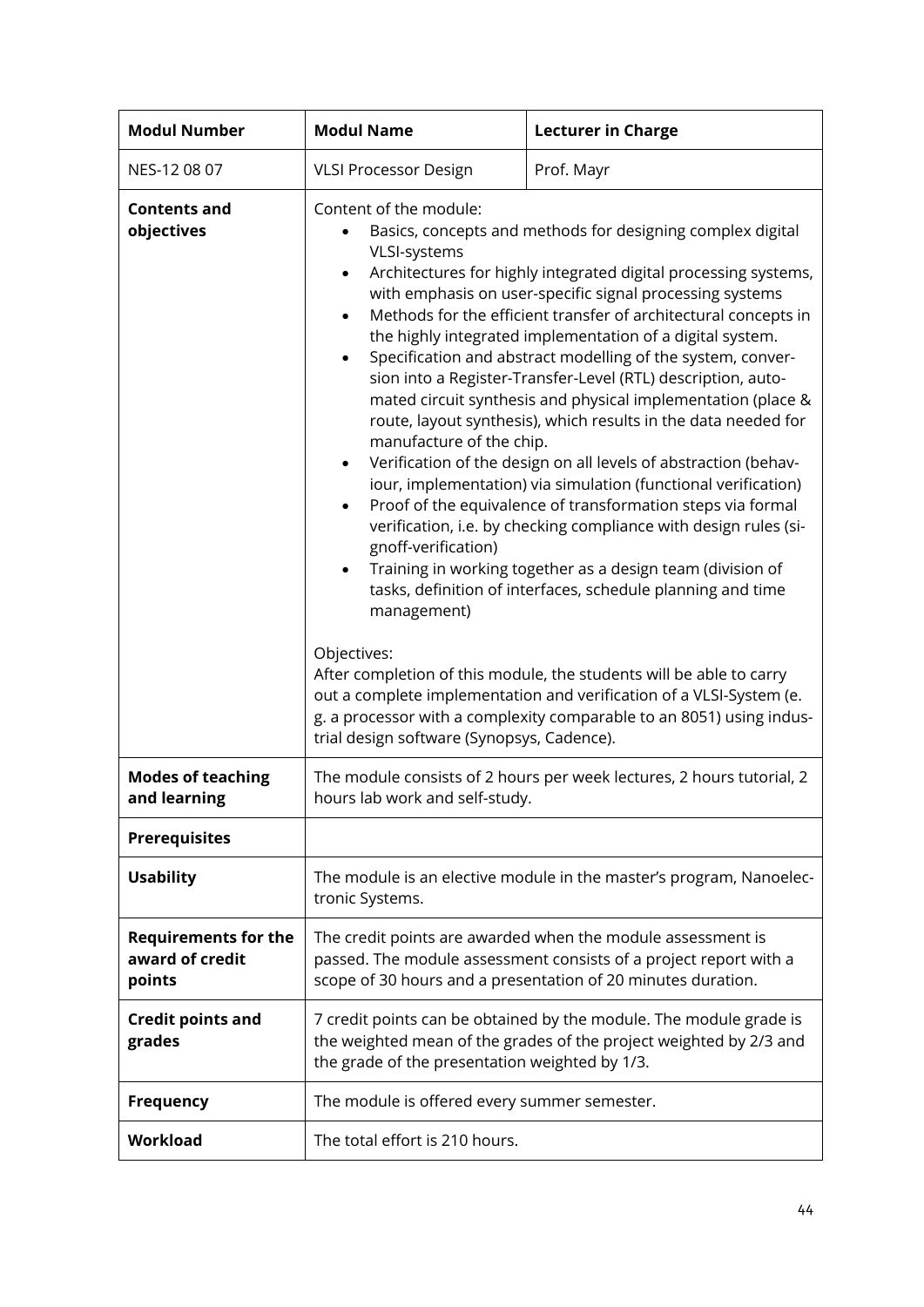| **Modul Number** | **Modul Name** | **Lecturer in Charge** |
|---|---|---|
| NES-12 08 07 | VLSI Processor Design | Prof. Mayr |
| **Contents and objectives** | Content of the module:<br>• Basics, concepts and methods for designing complex digital VLSI-systems<br>• Architectures for highly integrated digital processing systems, with emphasis on user-specific signal processing systems<br>• Methods for the efficient transfer of architectural concepts in the highly integrated implementation of a digital system.<br>• Specification and abstract modelling of the system, conversion into a Register-Transfer-Level (RTL) description, automated circuit synthesis and physical implementation (place & route, layout synthesis), which results in the data needed for manufacture of the chip.<br>• Verification of the design on all levels of abstraction (behaviour, implementation) via simulation (functional verification)<br>• Proof of the equivalence of transformation steps via formal verification, i.e. by checking compliance with design rules (signoff-verification)<br>• Training in working together as a design team (division of tasks, definition of interfaces, schedule planning and time management)<br><br>Objectives:<br>After completion of this module, the students will be able to carry out a complete implementation and verification of a VLSI-System (e. g. a processor with a complexity comparable to an 8051) using industrial design software (Synopsys, Cadence). | |
| **Modes of teaching and learning** | The module consists of 2 hours per week lectures, 2 hours tutorial, 2 hours lab work and self-study. | |
| **Prerequisites** | | |
| **Usability** | The module is an elective module in the master's program, Nanoelectronic Systems. | |
| **Requirements for the award of credit points** | The credit points are awarded when the module assessment is passed. The module assessment consists of a project report with a scope of 30 hours and a presentation of 20 minutes duration. | |
| **Credit points and grades** | 7 credit points can be obtained by the module. The module grade is the weighted mean of the grades of the project weighted by 2/3 and the grade of the presentation weighted by 1/3. | |
| **Frequency** | The module is offered every summer semester. | |
| **Workload** | The total effort is 210 hours. | |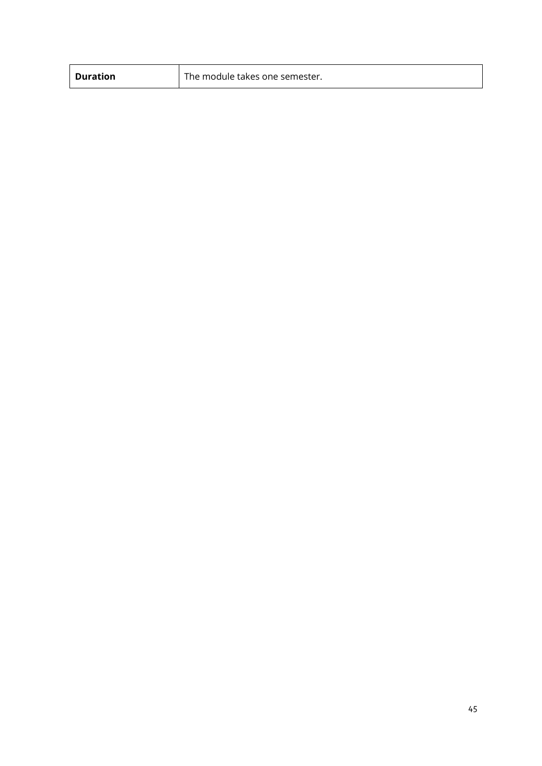| **Duration** | The module takes one semester. |
|---|---|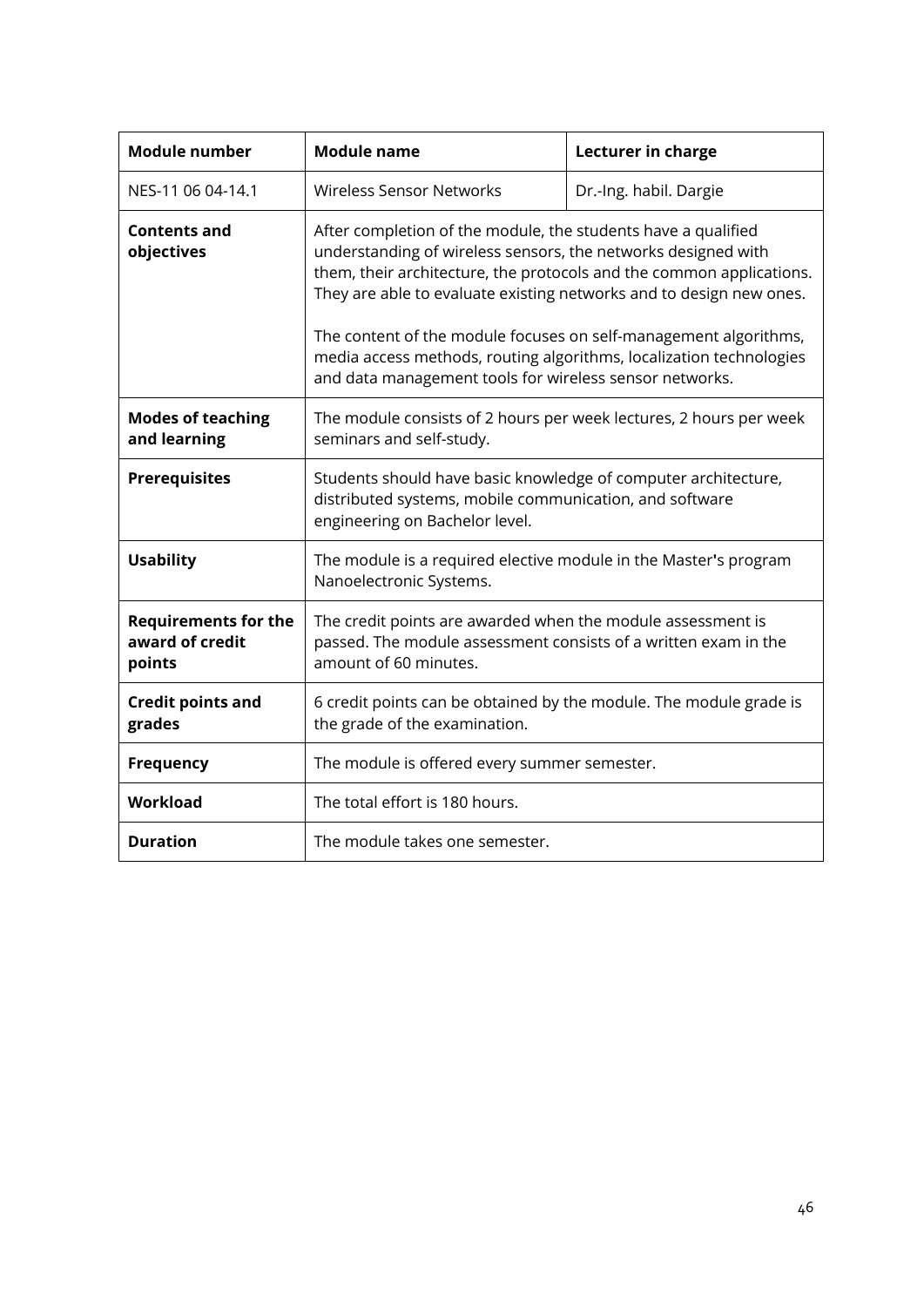| **Module number** | **Module name** | **Lecturer in charge** |
|---|---|---|
| NES-11 06 04-14.1 | Wireless Sensor Networks | Dr.-Ing. habil. Dargie |
| **Contents and objectives** | After completion of the module, the students have a qualified understanding of wireless sensors, the networks designed with them, their architecture, the protocols and the common applications. They are able to evaluate existing networks and to design new ones.<br><br>The content of the module focuses on self-management algorithms, media access methods, routing algorithms, localization technologies and data management tools for wireless sensor networks. | |
| **Modes of teaching and learning** | The module consists of 2 hours per week lectures, 2 hours per week seminars and self-study. | |
| **Prerequisites** | Students should have basic knowledge of computer architecture, distributed systems, mobile communication, and software engineering on Bachelor level. | |
| **Usability** | The module is a required elective module in the Master's program Nanoelectronic Systems. | |
| **Requirements for the award of credit points** | The credit points are awarded when the module assessment is passed. The module assessment consists of a written exam in the amount of 60 minutes. | |
| **Credit points and grades** | 6 credit points can be obtained by the module. The module grade is the grade of the examination. | |
| **Frequency** | The module is offered every summer semester. | |
| **Workload** | The total effort is 180 hours. | |
| **Duration** | The module takes one semester. | |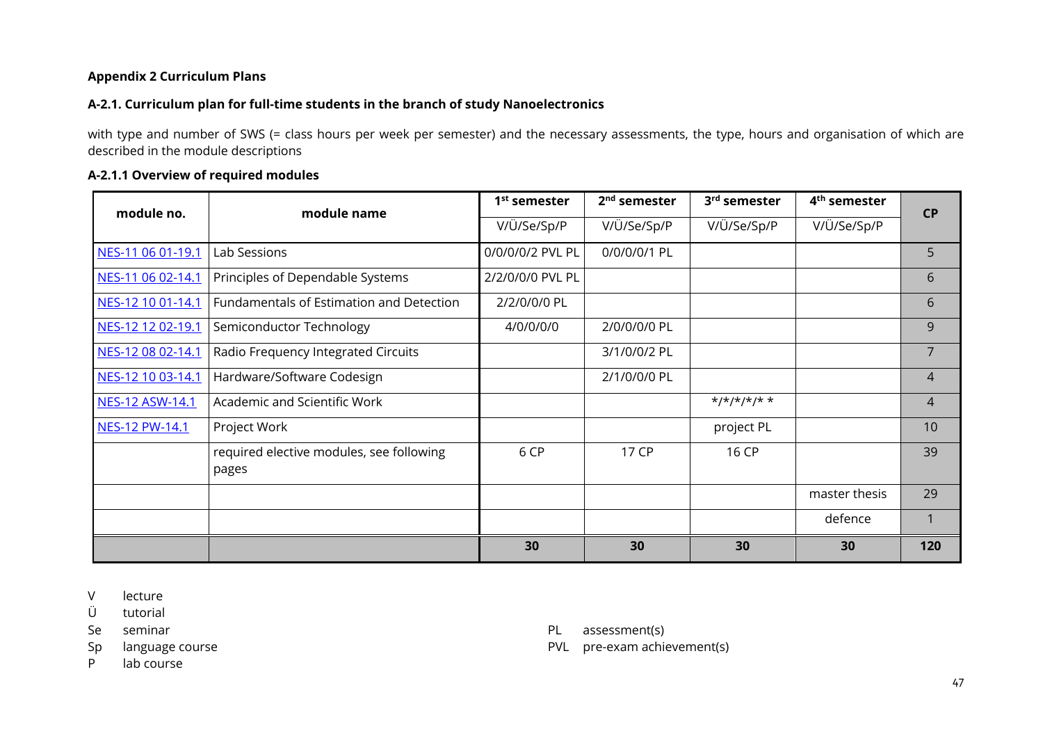**Appendix 2 Curriculum Plans**

**A-2.1. Curriculum plan for full-time students in the branch of study Nanoelectronics**

with type and number of SWS (= class hours per week per semester) and the necessary assessments, the type, hours and organisation of which are described in the module descriptions

**A-2.1.1 Overview of required modules**

| module no. | module name | 1st semester | 2nd semester | 3rd semester | 4th semester | CP |
|---|---|---|---|---|---|---|
| | | V/Ü/Se/Sp/P | V/Ü/Se/Sp/P | V/Ü/Se/Sp/P | V/Ü/Se/Sp/P | |
| NES-11 06 01-19.1 | Lab Sessions | 0/0/0/0/2 PVL PL | 0/0/0/0/1 PL | | | 5 |
| NES-11 06 02-14.1 | Principles of Dependable Systems | 2/2/0/0/0 PVL PL | | | | 6 |
| NES-12 10 01-14.1 | Fundamentals of Estimation and Detection | 2/2/0/0/0 PL | | | | 6 |
| NES-12 12 02-19.1 | Semiconductor Technology | 4/0/0/0/0 | 2/0/0/0/0 PL | | | 9 |
| NES-12 08 02-14.1 | Radio Frequency Integrated Circuits | | 3/1/0/0/2 PL | | | 7 |
| NES-12 10 03-14.1 | Hardware/Software Codesign | | 2/1/0/0/0 PL | | | 4 |
| NES-12 ASW-14.1 | Academic and Scientific Work | | | */*/*/*/* * | | 4 |
| NES-12 PW-14.1 | Project Work | | | project PL | | 10 |
| | required elective modules, see following pages | 6 CP | 17 CP | 16 CP | | 39 |
| | | | | | master thesis | 29 |
| | | | | | defence | 1 |
| | | **30** | **30** | **30** | **30** | **120** |

V lecture  
Ü tutorial  
Se seminar  
Sp language course  
P lab course

PL assessment(s)  
PVL pre-exam achievement(s)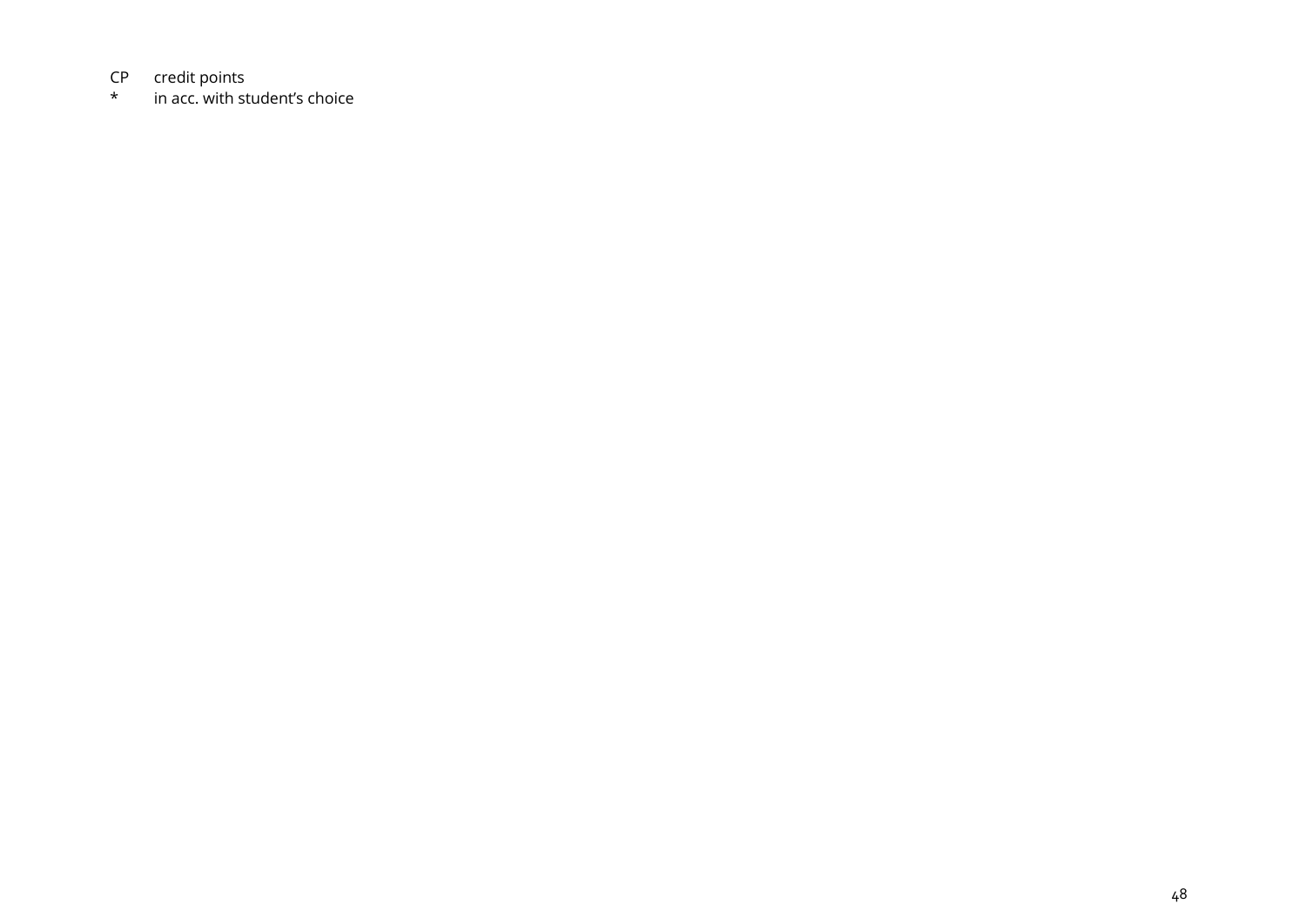CP	credit points
*	in acc. with student's choice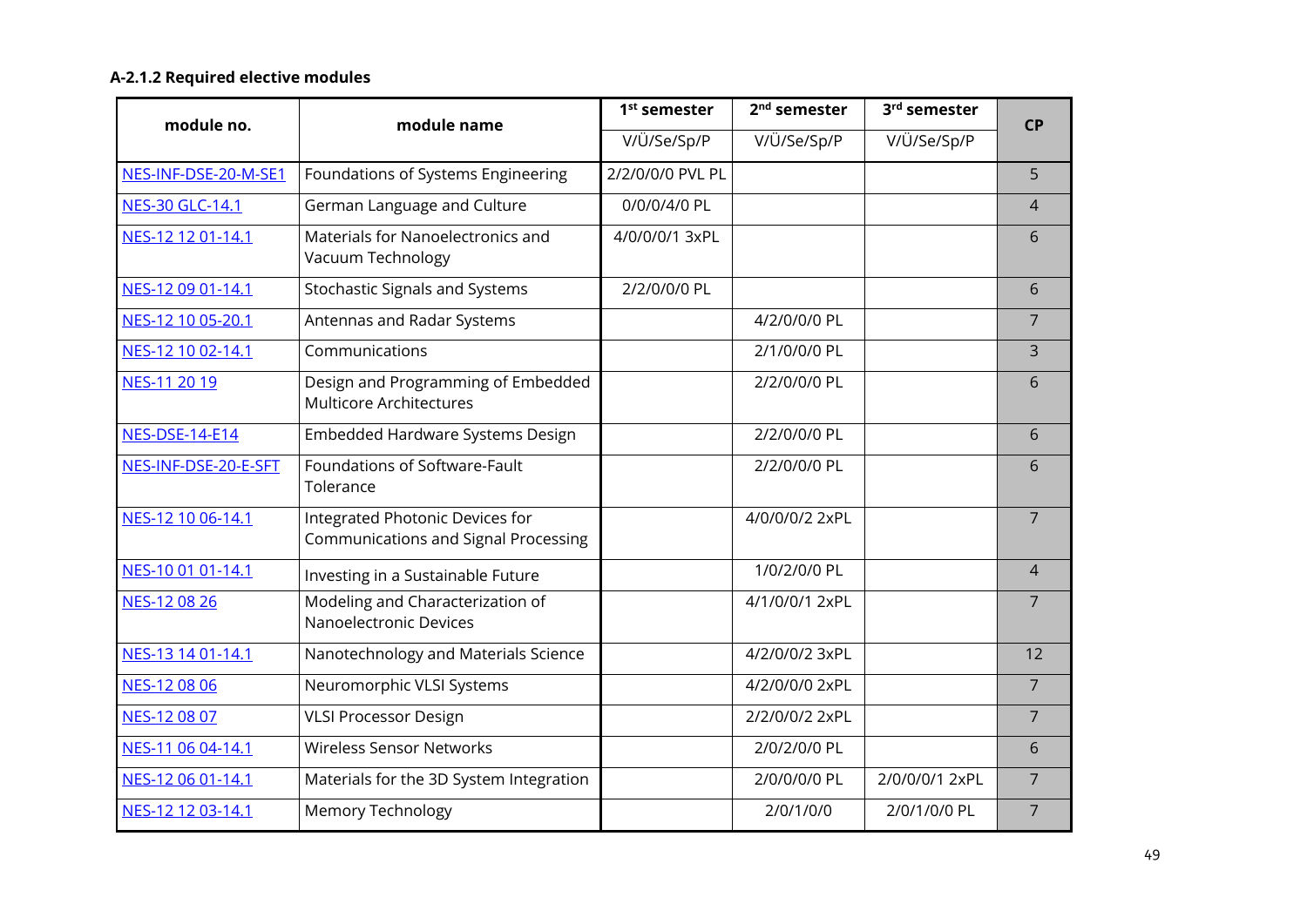#### A-2.1.2 Required elective modules

| module no. | module name | 1st semester | 2nd semester | 3rd semester | CP |
|---|---|---|---|---|---|
| | | V/Ü/Se/Sp/P | V/Ü/Se/Sp/P | V/Ü/Se/Sp/P | |
| NES-INF-DSE-20-M-SE1 | Foundations of Systems Engineering | 2/2/0/0/0 PVL PL | | | 5 |
| NES-30 GLC-14.1 | German Language and Culture | 0/0/0/4/0 PL | | | 4 |
| NES-12 12 01-14.1 | Materials for Nanoelectronics and Vacuum Technology | 4/0/0/0/1 3xPL | | | 6 |
| NES-12 09 01-14.1 | Stochastic Signals and Systems | 2/2/0/0/0 PL | | | 6 |
| NES-12 10 05-20.1 | Antennas and Radar Systems | | 4/2/0/0/0 PL | | 7 |
| NES-12 10 02-14.1 | Communications | | 2/1/0/0/0 PL | | 3 |
| NES-11 20 19 | Design and Programming of Embedded Multicore Architectures | | 2/2/0/0/0 PL | | 6 |
| NES-DSE-14-E14 | Embedded Hardware Systems Design | | 2/2/0/0/0 PL | | 6 |
| NES-INF-DSE-20-E-SFT | Foundations of Software-Fault Tolerance | | 2/2/0/0/0 PL | | 6 |
| NES-12 10 06-14.1 | Integrated Photonic Devices for Communications and Signal Processing | | 4/0/0/0/2 2xPL | | 7 |
| NES-10 01 01-14.1 | Investing in a Sustainable Future | | 1/0/2/0/0 PL | | 4 |
| NES-12 08 26 | Modeling and Characterization of Nanoelectronic Devices | | 4/1/0/0/1 2xPL | | 7 |
| NES-13 14 01-14.1 | Nanotechnology and Materials Science | | 4/2/0/0/2 3xPL | | 12 |
| NES-12 08 06 | Neuromorphic VLSI Systems | | 4/2/0/0/0 2xPL | | 7 |
| NES-12 08 07 | VLSI Processor Design | | 2/2/0/0/2 2xPL | | 7 |
| NES-11 06 04-14.1 | Wireless Sensor Networks | | 2/0/2/0/0 PL | | 6 |
| NES-12 06 01-14.1 | Materials for the 3D System Integration | | 2/0/0/0/0 PL | 2/0/0/0/1 2xPL | 7 |
| NES-12 12 03-14.1 | Memory Technology | | 2/0/1/0/0 | 2/0/1/0/0 PL | 7 |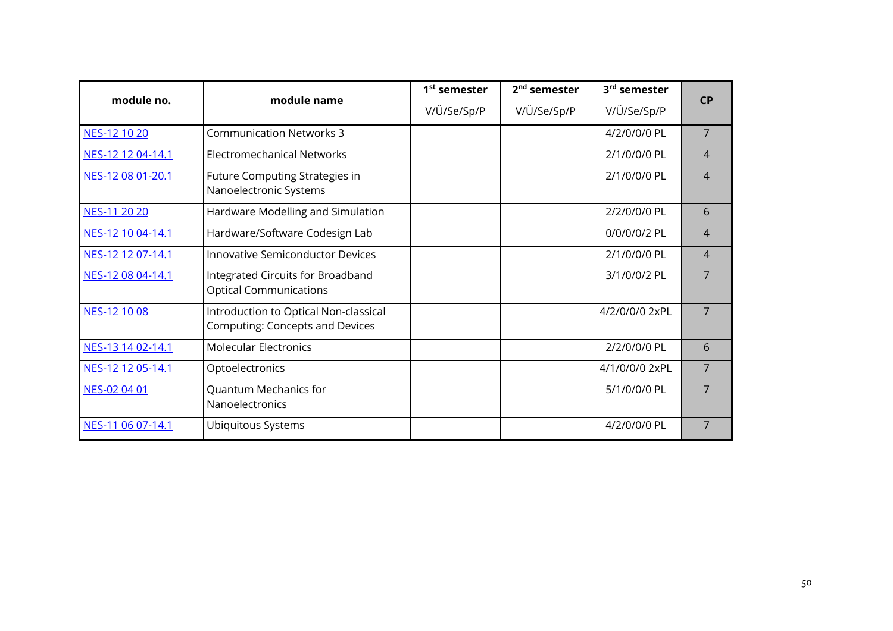| module no. | module name | 1st semester | 2nd semester | 3rd semester | CP |
|---|---|---|---|---|---|
| | | V/Ü/Se/Sp/P | V/Ü/Se/Sp/P | V/Ü/Se/Sp/P | |
| NES-12 10 20 | Communication Networks 3 | | | 4/2/0/0/0 PL | 7 |
| NES-12 12 04-14.1 | Electromechanical Networks | | | 2/1/0/0/0 PL | 4 |
| NES-12 08 01-20.1 | Future Computing Strategies in Nanoelectronic Systems | | | 2/1/0/0/0 PL | 4 |
| NES-11 20 20 | Hardware Modelling and Simulation | | | 2/2/0/0/0 PL | 6 |
| NES-12 10 04-14.1 | Hardware/Software Codesign Lab | | | 0/0/0/0/2 PL | 4 |
| NES-12 12 07-14.1 | Innovative Semiconductor Devices | | | 2/1/0/0/0 PL | 4 |
| NES-12 08 04-14.1 | Integrated Circuits for Broadband Optical Communications | | | 3/1/0/0/2 PL | 7 |
| NES-12 10 08 | Introduction to Optical Non-classical Computing: Concepts and Devices | | | 4/2/0/0/0 2xPL | 7 |
| NES-13 14 02-14.1 | Molecular Electronics | | | 2/2/0/0/0 PL | 6 |
| NES-12 12 05-14.1 | Optoelectronics | | | 4/1/0/0/0 2xPL | 7 |
| NES-02 04 01 | Quantum Mechanics for Nanoelectronics | | | 5/1/0/0/0 PL | 7 |
| NES-11 06 07-14.1 | Ubiquitous Systems | | | 4/2/0/0/0 PL | 7 |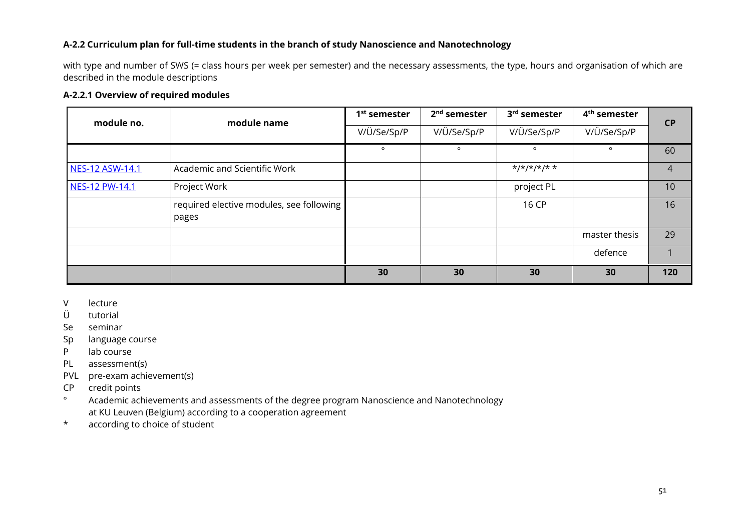**A-2.2 Curriculum plan for full-time students in the branch of study Nanoscience and Nanotechnology**

with type and number of SWS (= class hours per week per semester) and the necessary assessments, the type, hours and organisation of which are described in the module descriptions

**A-2.2.1 Overview of required modules**

| module no. | module name | 1st semester | 2nd semester | 3rd semester | 4th semester | CP |
|---|---|---|---|---|---|---|
| | | V/Ü/Se/Sp/P | V/Ü/Se/Sp/P | V/Ü/Se/Sp/P | V/Ü/Se/Sp/P | |
| | | ° | ° | ° | ° | 60 |
| NES-12 ASW-14.1 | Academic and Scientific Work | | | */*/*/*/* * | | 4 |
| NES-12 PW-14.1 | Project Work | | | project PL | | 10 |
| | required elective modules, see following pages | | | 16 CP | | 16 |
| | | | | | master thesis | 29 |
| | | | | | defence | 1 |
| | | **30** | **30** | **30** | **30** | **120** |

V lecture
Ü tutorial
Se seminar
Sp language course
P lab course
PL assessment(s)
PVL pre-exam achievement(s)
CP credit points
° Academic achievements and assessments of the degree program Nanoscience and Nanotechnology at KU Leuven (Belgium) according to a cooperation agreement
* according to choice of student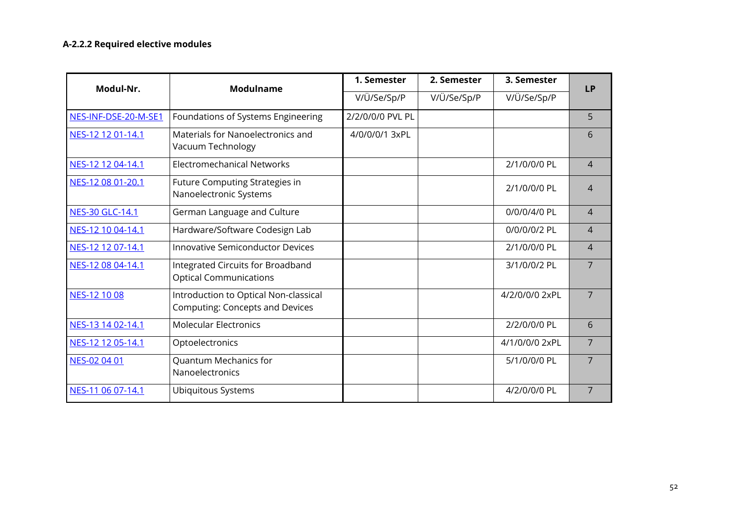**A-2.2.2 Required elective modules**

| Modul-Nr. | Modulname | 1. Semester | 2. Semester | 3. Semester | LP |
|---|---|---|---|---|---|
| | | V/Ü/Se/Sp/P | V/Ü/Se/Sp/P | V/Ü/Se/Sp/P | |
| NES-INF-DSE-20-M-SE1 | Foundations of Systems Engineering | 2/2/0/0/0 PVL PL | | | 5 |
| NES-12 12 01-14.1 | Materials for Nanoelectronics and Vacuum Technology | 4/0/0/0/1 3xPL | | | 6 |
| NES-12 12 04-14.1 | Electromechanical Networks | | | 2/1/0/0/0 PL | 4 |
| NES-12 08 01-20.1 | Future Computing Strategies in Nanoelectronic Systems | | | 2/1/0/0/0 PL | 4 |
| NES-30 GLC-14.1 | German Language and Culture | | | 0/0/0/4/0 PL | 4 |
| NES-12 10 04-14.1 | Hardware/Software Codesign Lab | | | 0/0/0/0/2 PL | 4 |
| NES-12 12 07-14.1 | Innovative Semiconductor Devices | | | 2/1/0/0/0 PL | 4 |
| NES-12 08 04-14.1 | Integrated Circuits for Broadband Optical Communications | | | 3/1/0/0/2 PL | 7 |
| NES-12 10 08 | Introduction to Optical Non-classical Computing: Concepts and Devices | | | 4/2/0/0/0 2xPL | 7 |
| NES-13 14 02-14.1 | Molecular Electronics | | | 2/2/0/0/0 PL | 6 |
| NES-12 12 05-14.1 | Optoelectronics | | | 4/1/0/0/0 2xPL | 7 |
| NES-02 04 01 | Quantum Mechanics for Nanoelectronics | | | 5/1/0/0/0 PL | 7 |
| NES-11 06 07-14.1 | Ubiquitous Systems | | | 4/2/0/0/0 PL | 7 |